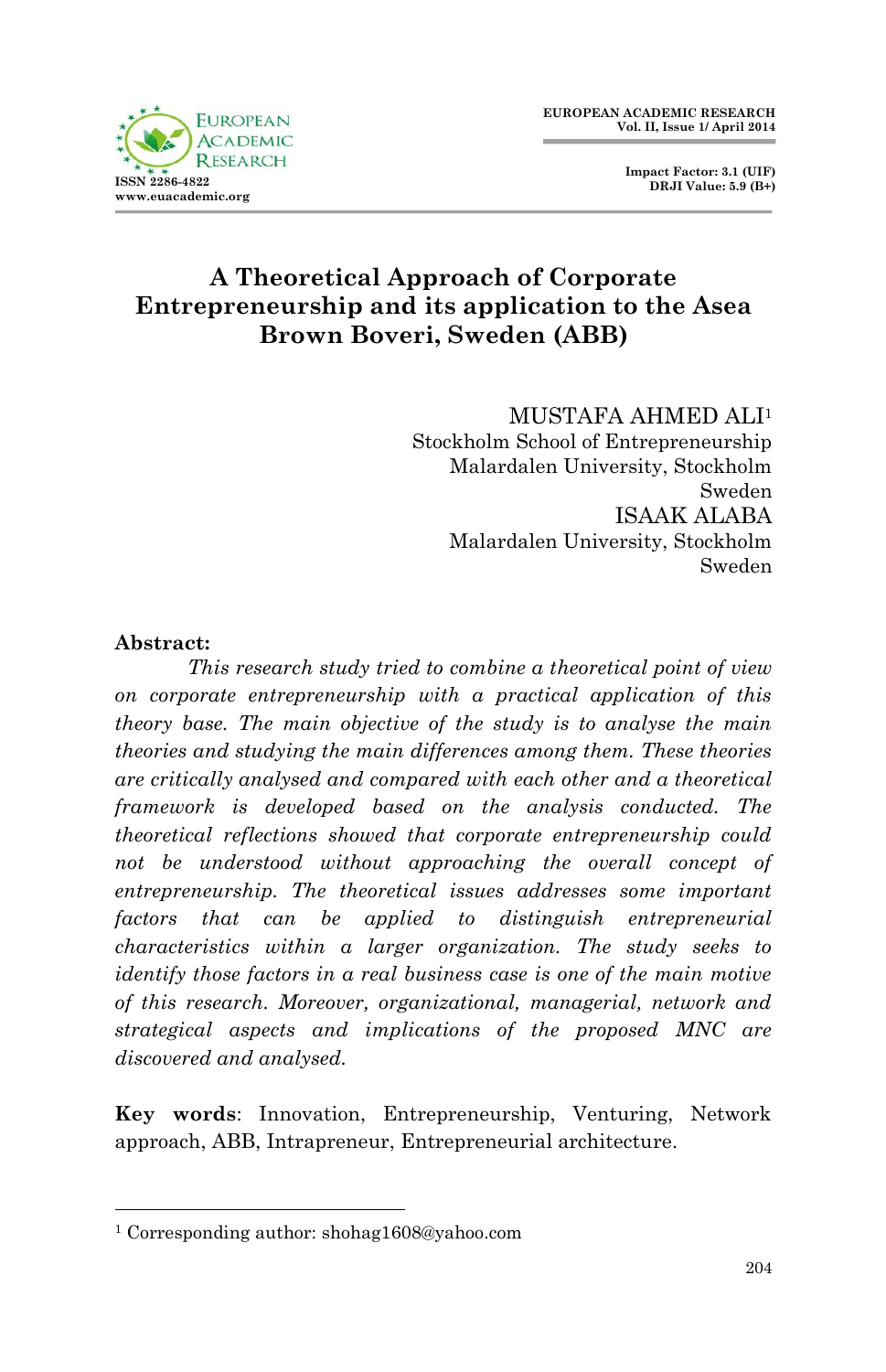# A Theoretical Approach of Corporate Entrepreneurship and its application to the Asea Brown Boveri, Sweden (ABB)

MUSTAFA AHMED ALI[1]
Stockholm School of Entrepreneurship
Malardalen University, Stockholm
Sweden

ISAAK ALABA
Malardalen University, Stockholm
Sweden

**Abstract:**

*This research study tried to combine a theoretical point of view on corporate entrepreneurship with a practical application of this theory base. The main objective of the study is to analyse the main theories and studying the main differences among them. These theories are critically analysed and compared with each other and a theoretical framework is developed based on the analysis conducted. The theoretical reflections showed that corporate entrepreneurship could not be understood without approaching the overall concept of entrepreneurship. The theoretical issues addresses some important factors that can be applied to distinguish entrepreneurial characteristics within a larger organization. The study seeks to identify those factors in a real business case is one of the main motive of this research. Moreover, organizational, managerial, network and strategical aspects and implications of the proposed MNC are discovered and analysed.*

**Key words**: Innovation, Entrepreneurship, Venturing, Network approach, ABB, Intrapreneur, Entrepreneurial architecture.

---

[1] Corresponding author: shohag1608@yahoo.com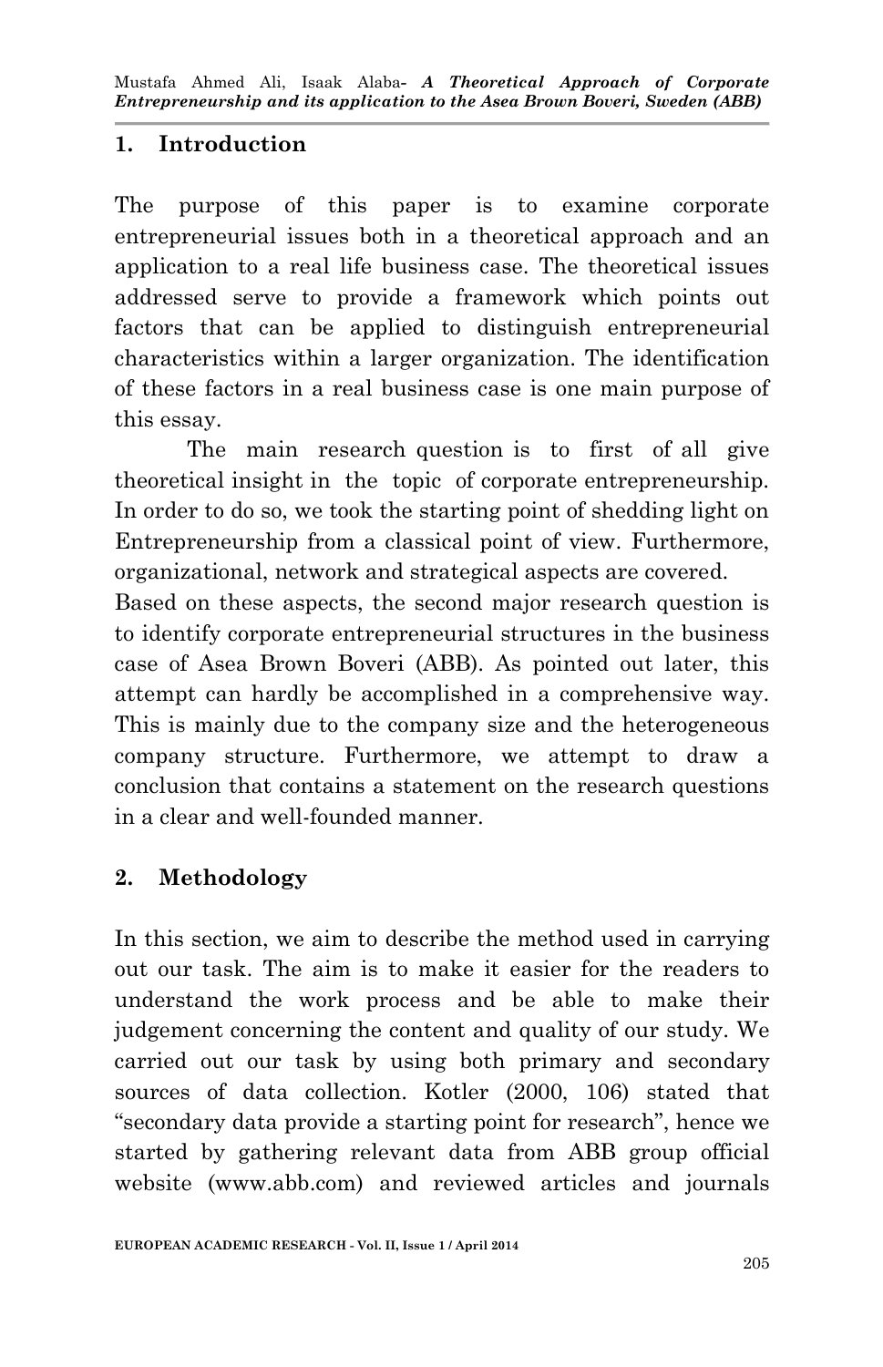## 1. Introduction

The purpose of this paper is to examine corporate entrepreneurial issues both in a theoretical approach and an application to a real life business case. The theoretical issues addressed serve to provide a framework which points out factors that can be applied to distinguish entrepreneurial characteristics within a larger organization. The identification of these factors in a real business case is one main purpose of this essay.

The main research question is to first of all give theoretical insight in the topic of corporate entrepreneurship. In order to do so, we took the starting point of shedding light on Entrepreneurship from a classical point of view. Furthermore, organizational, network and strategical aspects are covered. Based on these aspects, the second major research question is to identify corporate entrepreneurial structures in the business case of Asea Brown Boveri (ABB). As pointed out later, this attempt can hardly be accomplished in a comprehensive way. This is mainly due to the company size and the heterogeneous company structure. Furthermore, we attempt to draw a conclusion that contains a statement on the research questions in a clear and well-founded manner.

## 2. Methodology

In this section, we aim to describe the method used in carrying out our task. The aim is to make it easier for the readers to understand the work process and be able to make their judgement concerning the content and quality of our study. We carried out our task by using both primary and secondary sources of data collection. Kotler (2000, 106) stated that "secondary data provide a starting point for research", hence we started by gathering relevant data from ABB group official website (www.abb.com) and reviewed articles and journals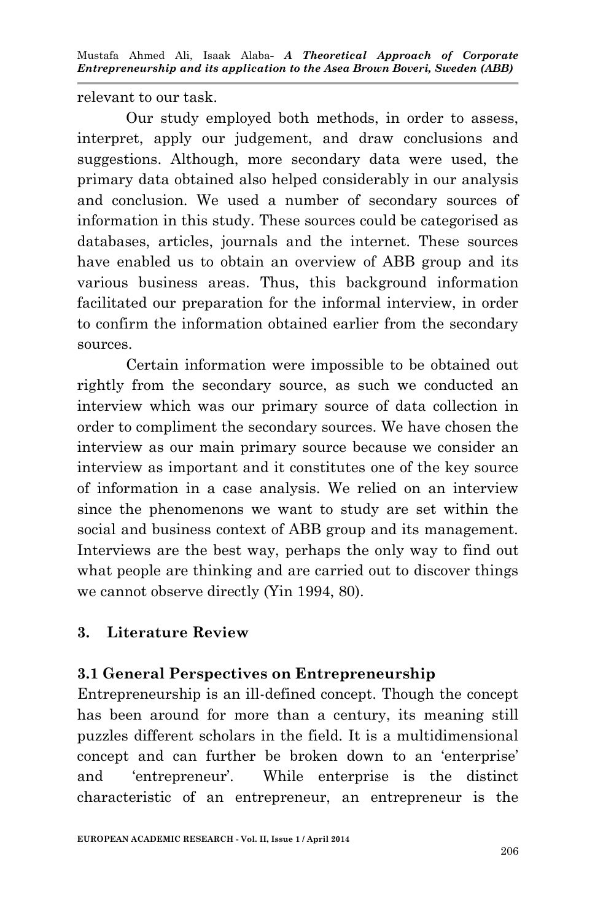relevant to our task.

Our study employed both methods, in order to assess, interpret, apply our judgement, and draw conclusions and suggestions. Although, more secondary data were used, the primary data obtained also helped considerably in our analysis and conclusion. We used a number of secondary sources of information in this study. These sources could be categorised as databases, articles, journals and the internet. These sources have enabled us to obtain an overview of ABB group and its various business areas. Thus, this background information facilitated our preparation for the informal interview, in order to confirm the information obtained earlier from the secondary sources.

Certain information were impossible to be obtained out rightly from the secondary source, as such we conducted an interview which was our primary source of data collection in order to compliment the secondary sources. We have chosen the interview as our main primary source because we consider an interview as important and it constitutes one of the key source of information in a case analysis. We relied on an interview since the phenomenons we want to study are set within the social and business context of ABB group and its management. Interviews are the best way, perhaps the only way to find out what people are thinking and are carried out to discover things we cannot observe directly (Yin 1994, 80).

## 3. Literature Review

### 3.1 General Perspectives on Entrepreneurship

Entrepreneurship is an ill-defined concept. Though the concept has been around for more than a century, its meaning still puzzles different scholars in the field. It is a multidimensional concept and can further be broken down to an 'enterprise' and 'entrepreneur'. While enterprise is the distinct characteristic of an entrepreneur, an entrepreneur is the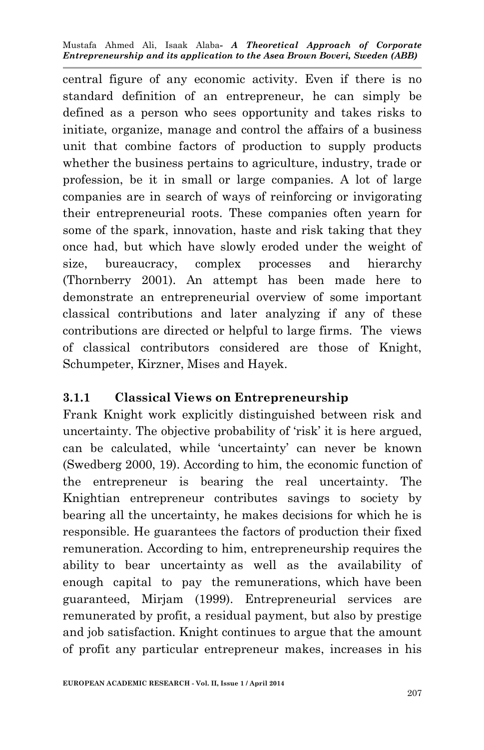central figure of any economic activity. Even if there is no standard definition of an entrepreneur, he can simply be defined as a person who sees opportunity and takes risks to initiate, organize, manage and control the affairs of a business unit that combine factors of production to supply products whether the business pertains to agriculture, industry, trade or profession, be it in small or large companies. A lot of large companies are in search of ways of reinforcing or invigorating their entrepreneurial roots. These companies often yearn for some of the spark, innovation, haste and risk taking that they once had, but which have slowly eroded under the weight of size, bureaucracy, complex processes and hierarchy (Thornberry 2001). An attempt has been made here to demonstrate an entrepreneurial overview of some important classical contributions and later analyzing if any of these contributions are directed or helpful to large firms. The views of classical contributors considered are those of Knight, Schumpeter, Kirzner, Mises and Hayek.

### 3.1.1 Classical Views on Entrepreneurship

Frank Knight work explicitly distinguished between risk and uncertainty. The objective probability of 'risk' it is here argued, can be calculated, while 'uncertainty' can never be known (Swedberg 2000, 19). According to him, the economic function of the entrepreneur is bearing the real uncertainty. The Knightian entrepreneur contributes savings to society by bearing all the uncertainty, he makes decisions for which he is responsible. He guarantees the factors of production their fixed remuneration. According to him, entrepreneurship requires the ability to bear uncertainty as well as the availability of enough capital to pay the remunerations, which have been guaranteed, Mirjam (1999). Entrepreneurial services are remunerated by profit, a residual payment, but also by prestige and job satisfaction. Knight continues to argue that the amount of profit any particular entrepreneur makes, increases in his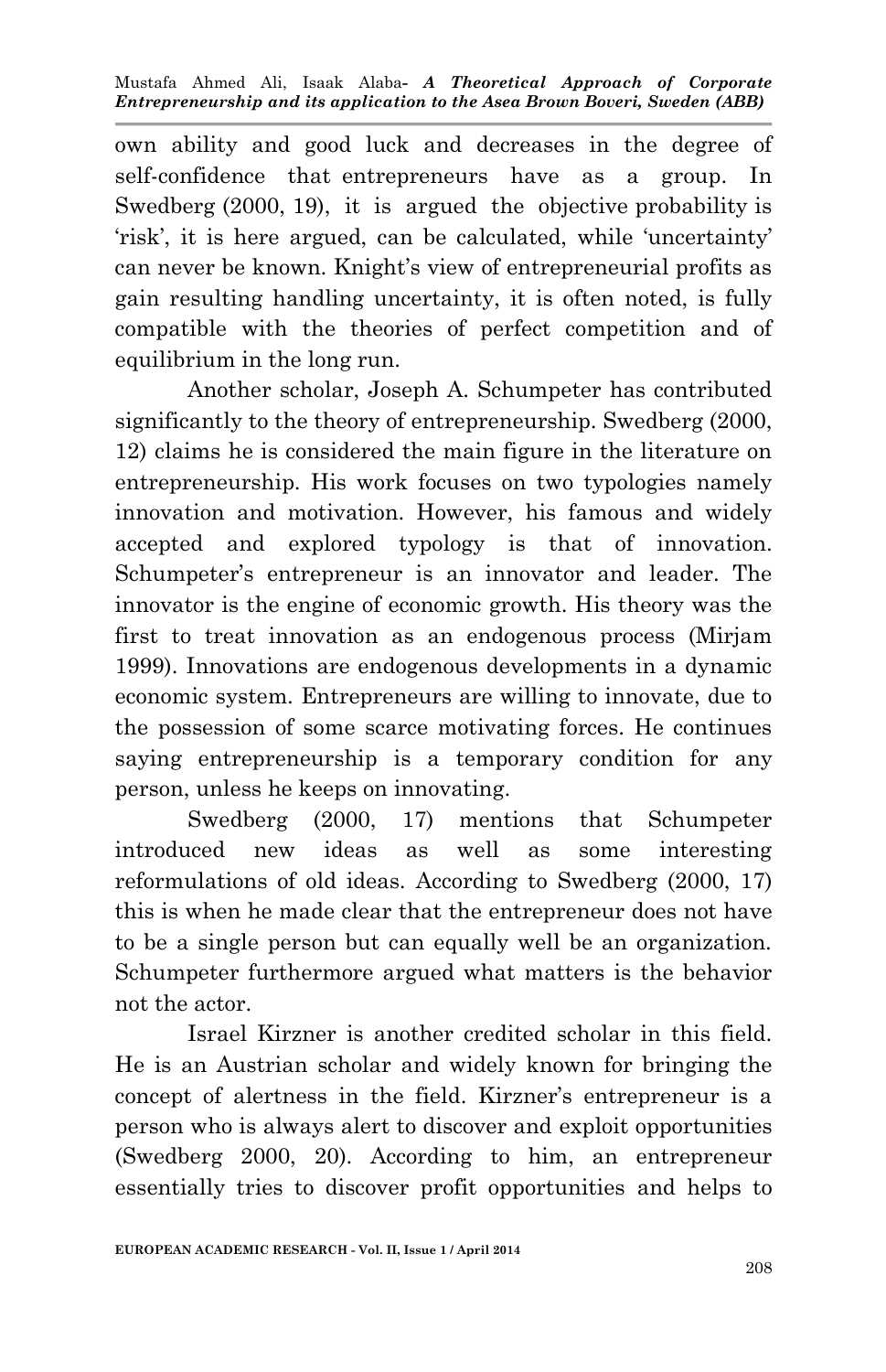own ability and good luck and decreases in the degree of self-confidence that entrepreneurs have as a group. In Swedberg (2000, 19), it is argued the objective probability is 'risk', it is here argued, can be calculated, while 'uncertainty' can never be known. Knight's view of entrepreneurial profits as gain resulting handling uncertainty, it is often noted, is fully compatible with the theories of perfect competition and of equilibrium in the long run.

Another scholar, Joseph A. Schumpeter has contributed significantly to the theory of entrepreneurship. Swedberg (2000, 12) claims he is considered the main figure in the literature on entrepreneurship. His work focuses on two typologies namely innovation and motivation. However, his famous and widely accepted and explored typology is that of innovation. Schumpeter's entrepreneur is an innovator and leader. The innovator is the engine of economic growth. His theory was the first to treat innovation as an endogenous process (Mirjam 1999). Innovations are endogenous developments in a dynamic economic system. Entrepreneurs are willing to innovate, due to the possession of some scarce motivating forces. He continues saying entrepreneurship is a temporary condition for any person, unless he keeps on innovating.

Swedberg (2000, 17) mentions that Schumpeter introduced new ideas as well as some interesting reformulations of old ideas. According to Swedberg (2000, 17) this is when he made clear that the entrepreneur does not have to be a single person but can equally well be an organization. Schumpeter furthermore argued what matters is the behavior not the actor.

Israel Kirzner is another credited scholar in this field. He is an Austrian scholar and widely known for bringing the concept of alertness in the field. Kirzner's entrepreneur is a person who is always alert to discover and exploit opportunities (Swedberg 2000, 20). According to him, an entrepreneur essentially tries to discover profit opportunities and helps to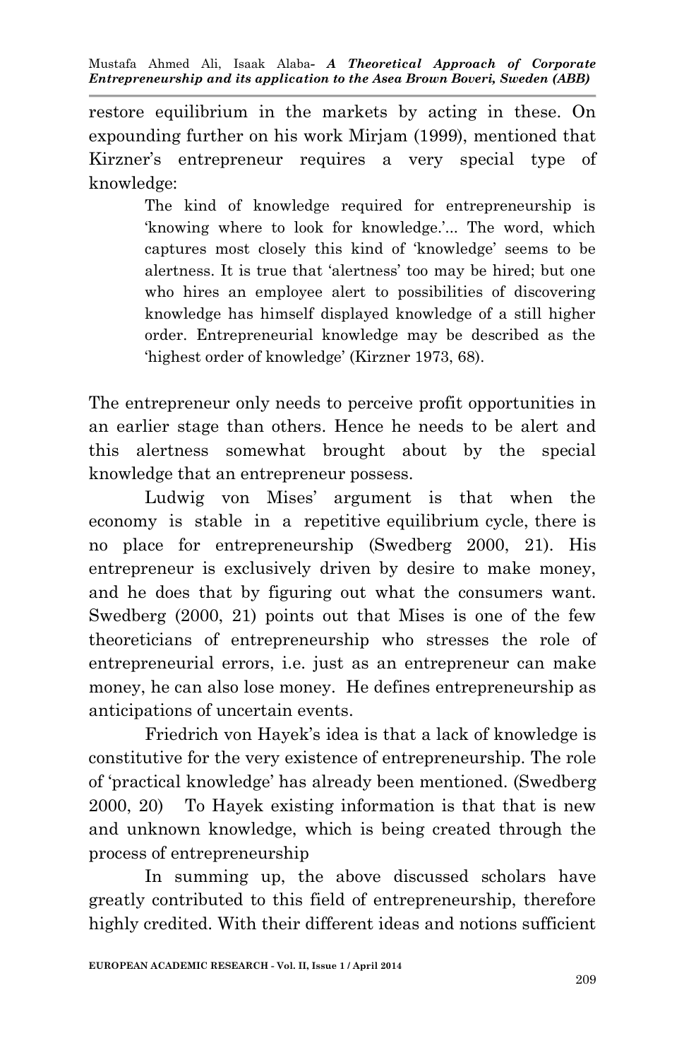restore equilibrium in the markets by acting in these. On expounding further on his work Mirjam (1999), mentioned that Kirzner's entrepreneur requires a very special type of knowledge:

> The kind of knowledge required for entrepreneurship is 'knowing where to look for knowledge.'... The word, which captures most closely this kind of 'knowledge' seems to be alertness. It is true that 'alertness' too may be hired; but one who hires an employee alert to possibilities of discovering knowledge has himself displayed knowledge of a still higher order. Entrepreneurial knowledge may be described as the 'highest order of knowledge' (Kirzner 1973, 68).

The entrepreneur only needs to perceive profit opportunities in an earlier stage than others. Hence he needs to be alert and this alertness somewhat brought about by the special knowledge that an entrepreneur possess.

Ludwig von Mises' argument is that when the economy is stable in a repetitive equilibrium cycle, there is no place for entrepreneurship (Swedberg 2000, 21). His entrepreneur is exclusively driven by desire to make money, and he does that by figuring out what the consumers want. Swedberg (2000, 21) points out that Mises is one of the few theoreticians of entrepreneurship who stresses the role of entrepreneurial errors, i.e. just as an entrepreneur can make money, he can also lose money. He defines entrepreneurship as anticipations of uncertain events.

Friedrich von Hayek's idea is that a lack of knowledge is constitutive for the very existence of entrepreneurship. The role of 'practical knowledge' has already been mentioned. (Swedberg 2000, 20) To Hayek existing information is that that is new and unknown knowledge, which is being created through the process of entrepreneurship

In summing up, the above discussed scholars have greatly contributed to this field of entrepreneurship, therefore highly credited. With their different ideas and notions sufficient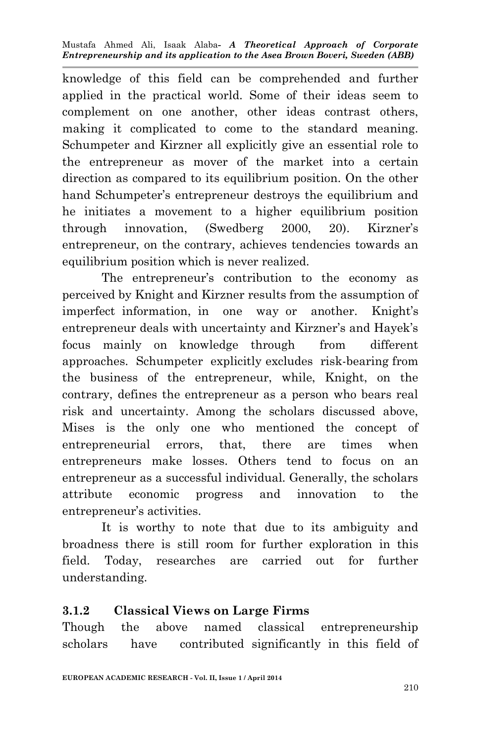knowledge of this field can be comprehended and further applied in the practical world. Some of their ideas seem to complement on one another, other ideas contrast others, making it complicated to come to the standard meaning. Schumpeter and Kirzner all explicitly give an essential role to the entrepreneur as mover of the market into a certain direction as compared to its equilibrium position. On the other hand Schumpeter's entrepreneur destroys the equilibrium and he initiates a movement to a higher equilibrium position through innovation, (Swedberg 2000, 20). Kirzner's entrepreneur, on the contrary, achieves tendencies towards an equilibrium position which is never realized.

The entrepreneur's contribution to the economy as perceived by Knight and Kirzner results from the assumption of imperfect information, in one way or another. Knight's entrepreneur deals with uncertainty and Kirzner's and Hayek's focus mainly on knowledge through from different approaches. Schumpeter explicitly excludes risk-bearing from the business of the entrepreneur, while, Knight, on the contrary, defines the entrepreneur as a person who bears real risk and uncertainty. Among the scholars discussed above, Mises is the only one who mentioned the concept of entrepreneurial errors, that, there are times when entrepreneurs make losses. Others tend to focus on an entrepreneur as a successful individual. Generally, the scholars attribute economic progress and innovation to the entrepreneur's activities.

It is worthy to note that due to its ambiguity and broadness there is still room for further exploration in this field. Today, researches are carried out for further understanding.

### 3.1.2 Classical Views on Large Firms

Though the above named classical entrepreneurship scholars have contributed significantly in this field of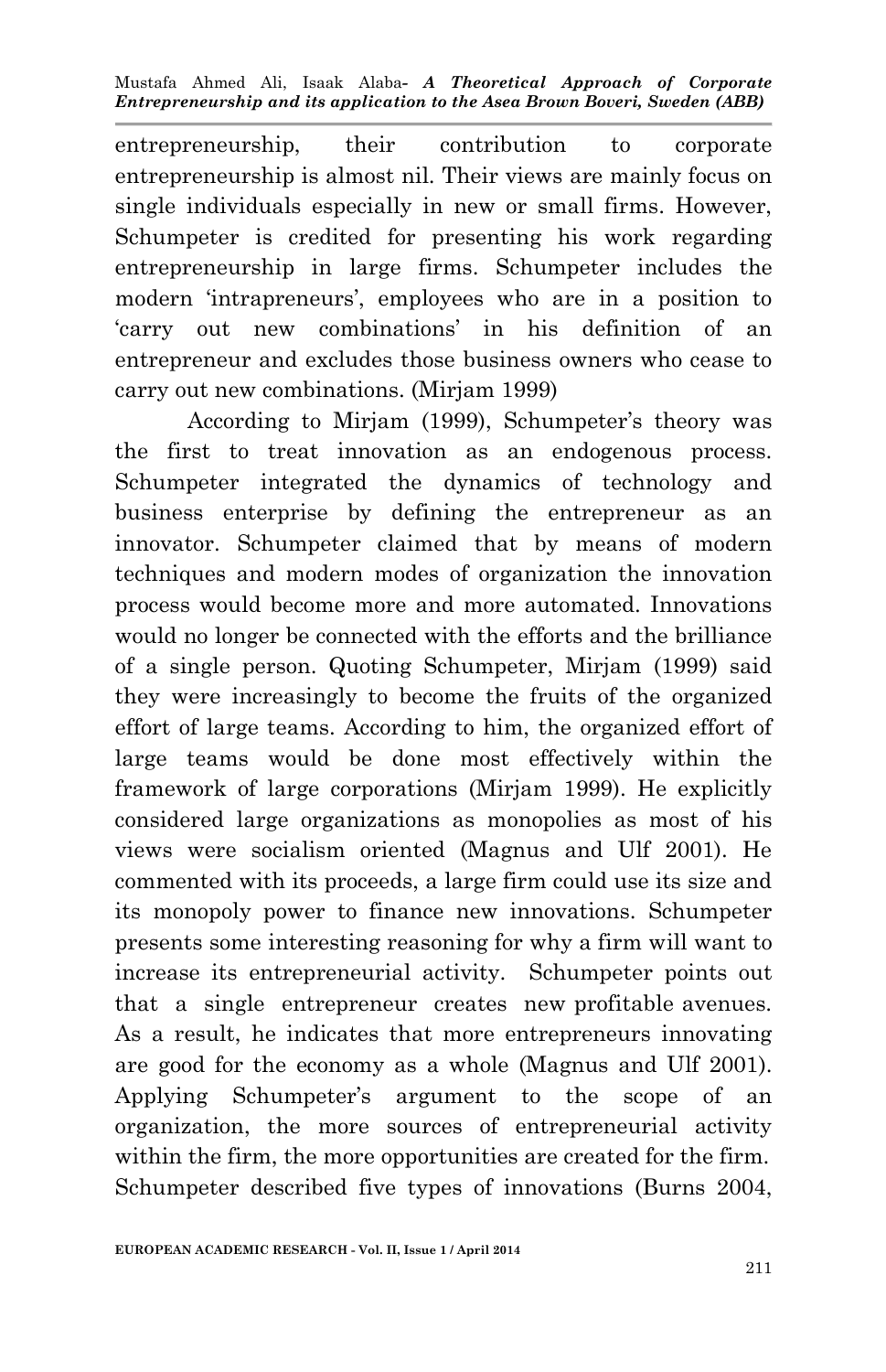entrepreneurship, their contribution to corporate entrepreneurship is almost nil. Their views are mainly focus on single individuals especially in new or small firms. However, Schumpeter is credited for presenting his work regarding entrepreneurship in large firms. Schumpeter includes the modern 'intrapreneurs', employees who are in a position to 'carry out new combinations' in his definition of an entrepreneur and excludes those business owners who cease to carry out new combinations. (Mirjam 1999)

According to Mirjam (1999), Schumpeter's theory was the first to treat innovation as an endogenous process. Schumpeter integrated the dynamics of technology and business enterprise by defining the entrepreneur as an innovator. Schumpeter claimed that by means of modern techniques and modern modes of organization the innovation process would become more and more automated. Innovations would no longer be connected with the efforts and the brilliance of a single person. Quoting Schumpeter, Mirjam (1999) said they were increasingly to become the fruits of the organized effort of large teams. According to him, the organized effort of large teams would be done most effectively within the framework of large corporations (Mirjam 1999). He explicitly considered large organizations as monopolies as most of his views were socialism oriented (Magnus and Ulf 2001). He commented with its proceeds, a large firm could use its size and its monopoly power to finance new innovations. Schumpeter presents some interesting reasoning for why a firm will want to increase its entrepreneurial activity. Schumpeter points out that a single entrepreneur creates new profitable avenues. As a result, he indicates that more entrepreneurs innovating are good for the economy as a whole (Magnus and Ulf 2001). Applying Schumpeter's argument to the scope of an organization, the more sources of entrepreneurial activity within the firm, the more opportunities are created for the firm. Schumpeter described five types of innovations (Burns 2004,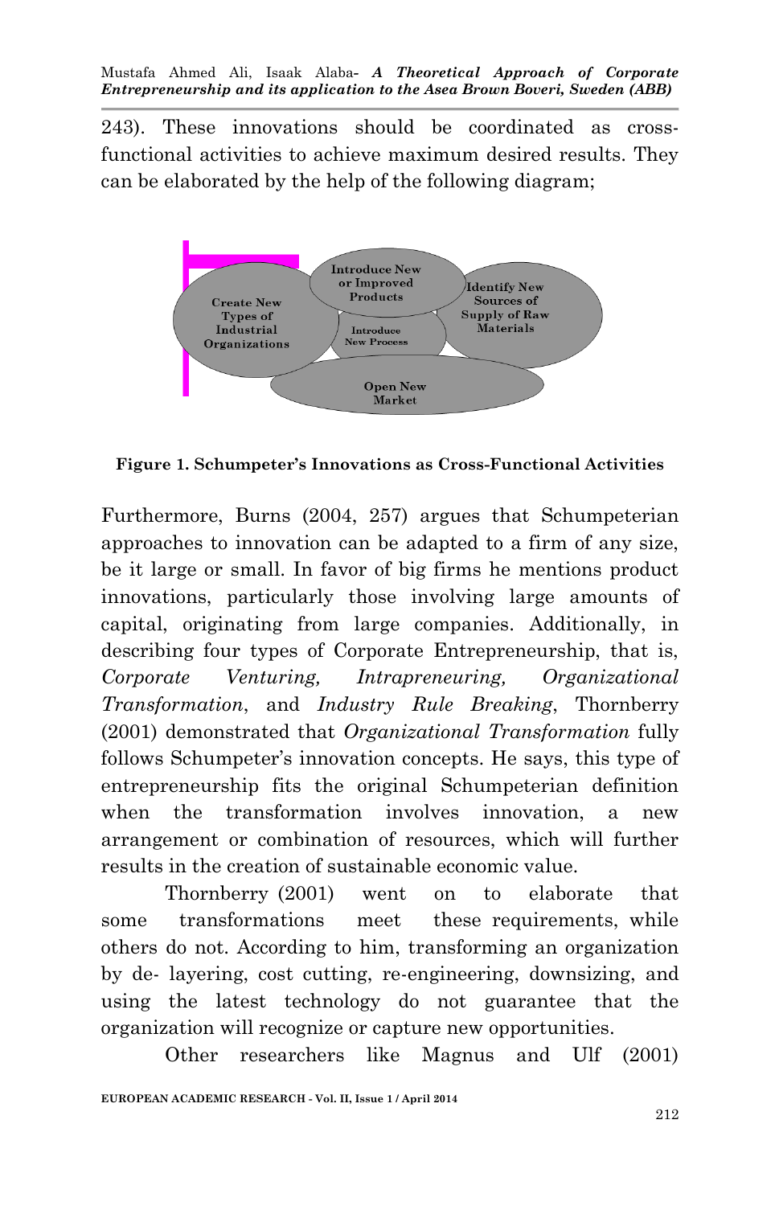243). These innovations should be coordinated as cross-functional activities to achieve maximum desired results. They can be elaborated by the help of the following diagram;

Create New Types of Industrial Organizations

Introduce New or Improved Products

Identify New Sources of Supply of Raw Materials

Introduce New Process

Open New Market

**Figure 1. Schumpeter's Innovations as Cross-Functional Activities**

Furthermore, Burns (2004, 257) argues that Schumpeterian approaches to innovation can be adapted to a firm of any size, be it large or small. In favor of big firms he mentions product innovations, particularly those involving large amounts of capital, originating from large companies. Additionally, in describing four types of Corporate Entrepreneurship, that is, *Corporate Venturing, Intrapreneuring, Organizational Transformation*, and *Industry Rule Breaking*, Thornberry (2001) demonstrated that *Organizational Transformation* fully follows Schumpeter's innovation concepts. He says, this type of entrepreneurship fits the original Schumpeterian definition when the transformation involves innovation, a new arrangement or combination of resources, which will further results in the creation of sustainable economic value.

Thornberry (2001) went on to elaborate that some transformations meet these requirements, while others do not. According to him, transforming an organization by de- layering, cost cutting, re-engineering, downsizing, and using the latest technology do not guarantee that the organization will recognize or capture new opportunities.

Other researchers like Magnus and Ulf (2001)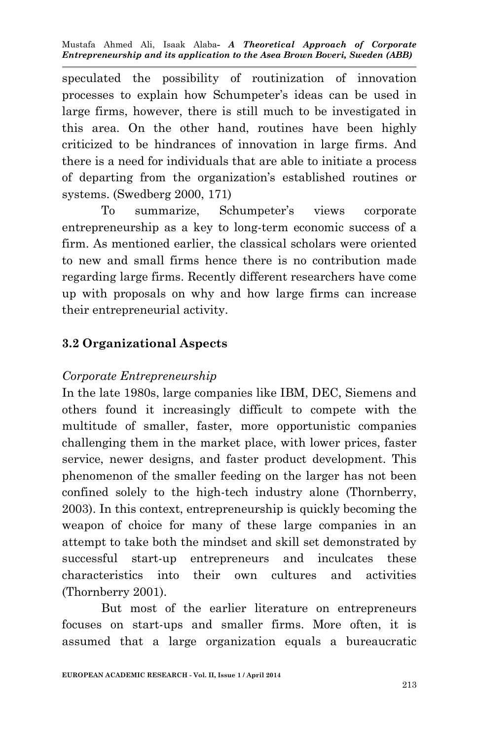speculated the possibility of routinization of innovation processes to explain how Schumpeter's ideas can be used in large firms, however, there is still much to be investigated in this area. On the other hand, routines have been highly criticized to be hindrances of innovation in large firms. And there is a need for individuals that are able to initiate a process of departing from the organization's established routines or systems. (Swedberg 2000, 171)

To summarize, Schumpeter's views corporate entrepreneurship as a key to long-term economic success of a firm. As mentioned earlier, the classical scholars were oriented to new and small firms hence there is no contribution made regarding large firms. Recently different researchers have come up with proposals on why and how large firms can increase their entrepreneurial activity.

### 3.2 Organizational Aspects

*Corporate Entrepreneurship*

In the late 1980s, large companies like IBM, DEC, Siemens and others found it increasingly difficult to compete with the multitude of smaller, faster, more opportunistic companies challenging them in the market place, with lower prices, faster service, newer designs, and faster product development. This phenomenon of the smaller feeding on the larger has not been confined solely to the high-tech industry alone (Thornberry, 2003). In this context, entrepreneurship is quickly becoming the weapon of choice for many of these large companies in an attempt to take both the mindset and skill set demonstrated by successful start-up entrepreneurs and inculcates these characteristics into their own cultures and activities (Thornberry 2001).

But most of the earlier literature on entrepreneurs focuses on start-ups and smaller firms. More often, it is assumed that a large organization equals a bureaucratic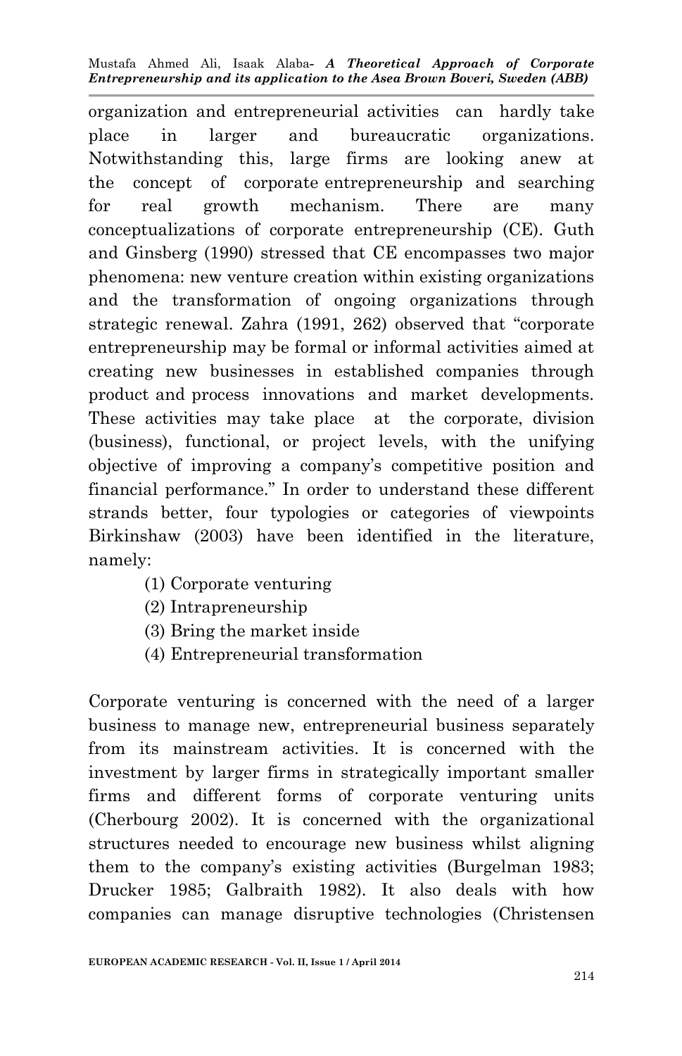organization and entrepreneurial activities can hardly take place in larger and bureaucratic organizations. Notwithstanding this, large firms are looking anew at the concept of corporate entrepreneurship and searching for real growth mechanism. There are many conceptualizations of corporate entrepreneurship (CE). Guth and Ginsberg (1990) stressed that CE encompasses two major phenomena: new venture creation within existing organizations and the transformation of ongoing organizations through strategic renewal. Zahra (1991, 262) observed that "corporate entrepreneurship may be formal or informal activities aimed at creating new businesses in established companies through product and process innovations and market developments. These activities may take place at the corporate, division (business), functional, or project levels, with the unifying objective of improving a company's competitive position and financial performance." In order to understand these different strands better, four typologies or categories of viewpoints Birkinshaw (2003) have been identified in the literature, namely:

(1) Corporate venturing
(2) Intrapreneurship
(3) Bring the market inside
(4) Entrepreneurial transformation

Corporate venturing is concerned with the need of a larger business to manage new, entrepreneurial business separately from its mainstream activities. It is concerned with the investment by larger firms in strategically important smaller firms and different forms of corporate venturing units (Cherbourg 2002). It is concerned with the organizational structures needed to encourage new business whilst aligning them to the company's existing activities (Burgelman 1983; Drucker 1985; Galbraith 1982). It also deals with how companies can manage disruptive technologies (Christensen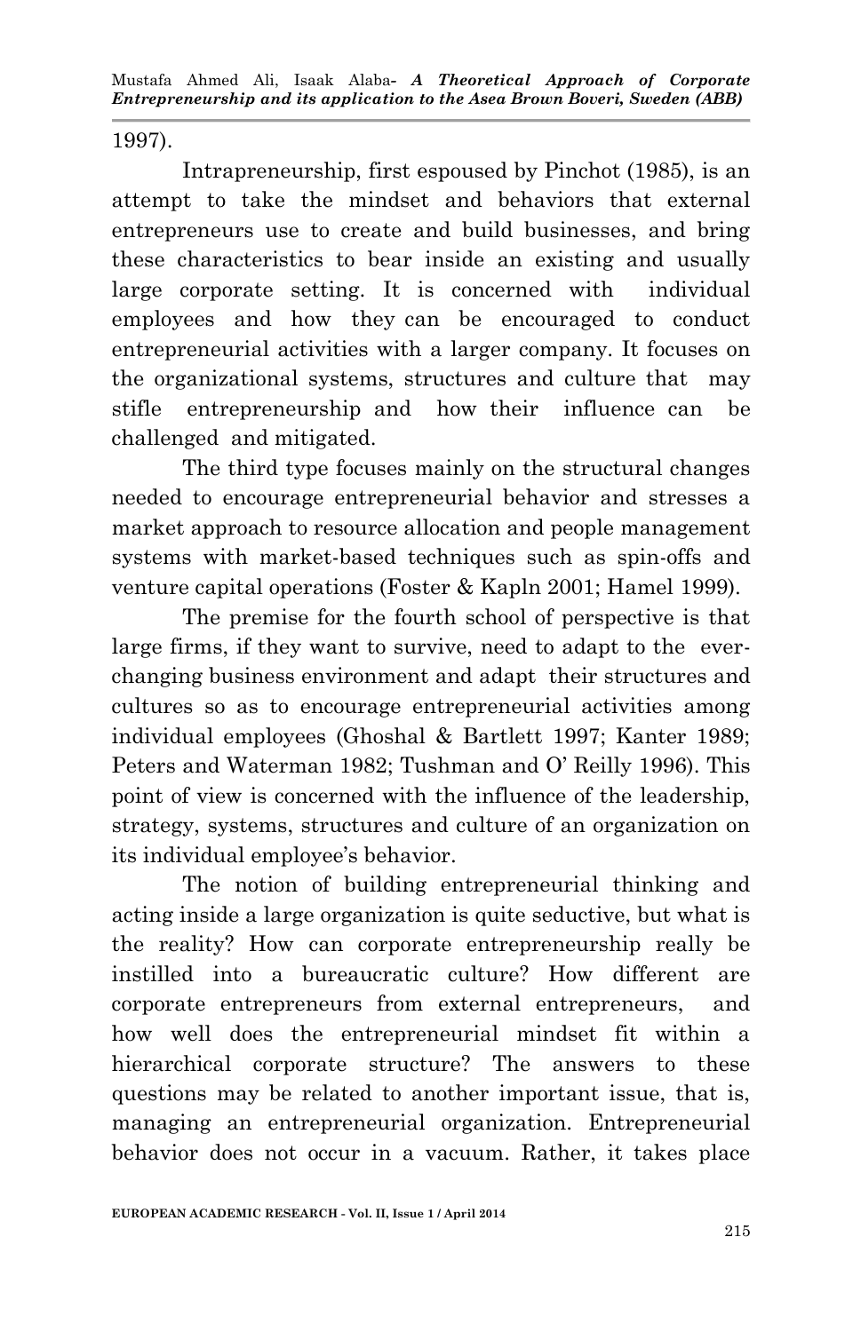1997).

Intrapreneurship, first espoused by Pinchot (1985), is an attempt to take the mindset and behaviors that external entrepreneurs use to create and build businesses, and bring these characteristics to bear inside an existing and usually large corporate setting. It is concerned with individual employees and how they can be encouraged to conduct entrepreneurial activities with a larger company. It focuses on the organizational systems, structures and culture that may stifle entrepreneurship and how their influence can be challenged and mitigated.

The third type focuses mainly on the structural changes needed to encourage entrepreneurial behavior and stresses a market approach to resource allocation and people management systems with market-based techniques such as spin-offs and venture capital operations (Foster & Kapln 2001; Hamel 1999).

The premise for the fourth school of perspective is that large firms, if they want to survive, need to adapt to the ever-changing business environment and adapt their structures and cultures so as to encourage entrepreneurial activities among individual employees (Ghoshal & Bartlett 1997; Kanter 1989; Peters and Waterman 1982; Tushman and O' Reilly 1996). This point of view is concerned with the influence of the leadership, strategy, systems, structures and culture of an organization on its individual employee's behavior.

The notion of building entrepreneurial thinking and acting inside a large organization is quite seductive, but what is the reality? How can corporate entrepreneurship really be instilled into a bureaucratic culture? How different are corporate entrepreneurs from external entrepreneurs, and how well does the entrepreneurial mindset fit within a hierarchical corporate structure? The answers to these questions may be related to another important issue, that is, managing an entrepreneurial organization. Entrepreneurial behavior does not occur in a vacuum. Rather, it takes place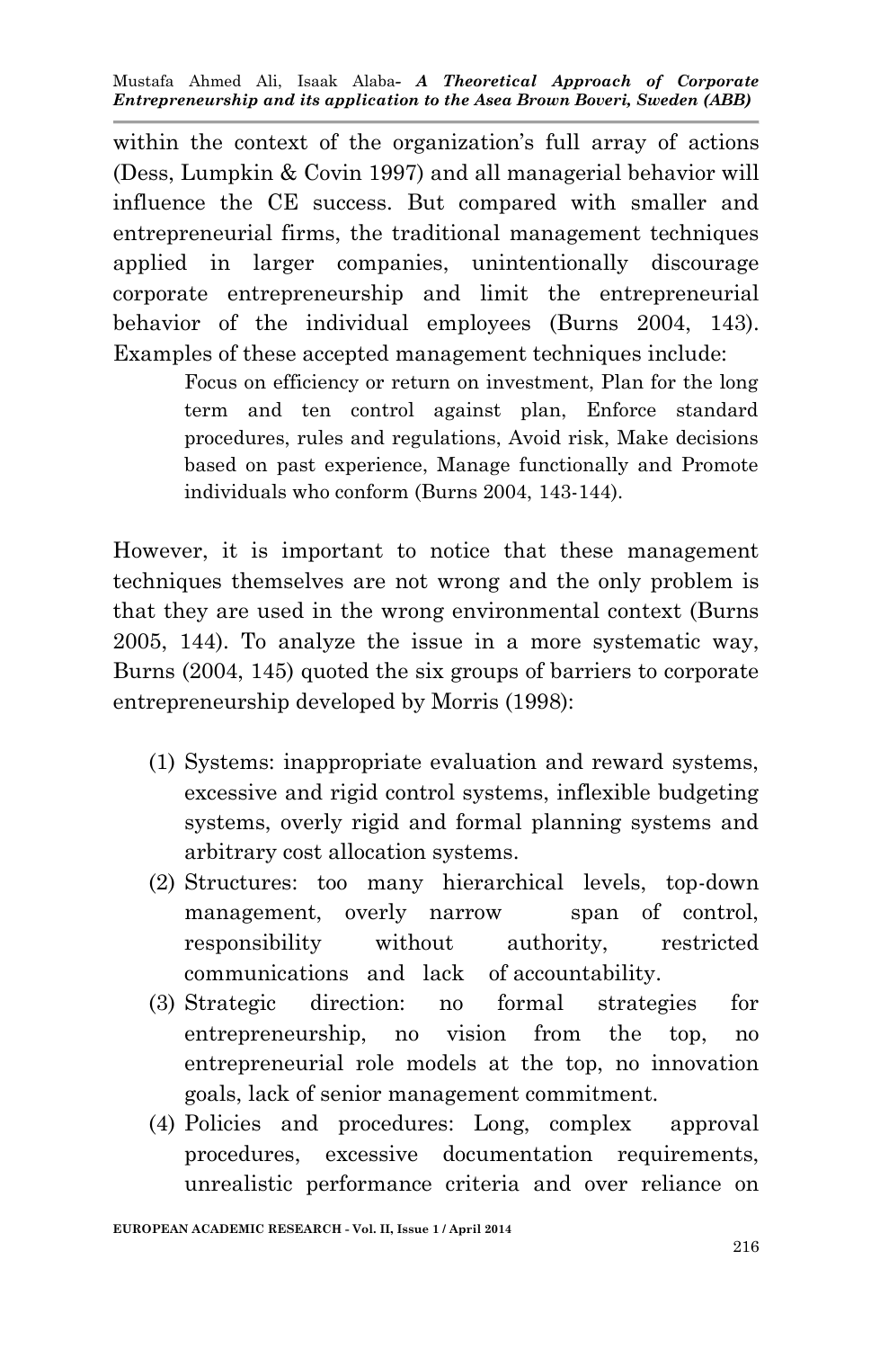within the context of the organization's full array of actions (Dess, Lumpkin & Covin 1997) and all managerial behavior will influence the CE success. But compared with smaller and entrepreneurial firms, the traditional management techniques applied in larger companies, unintentionally discourage corporate entrepreneurship and limit the entrepreneurial behavior of the individual employees (Burns 2004, 143). Examples of these accepted management techniques include:

> Focus on efficiency or return on investment, Plan for the long term and ten control against plan, Enforce standard procedures, rules and regulations, Avoid risk, Make decisions based on past experience, Manage functionally and Promote individuals who conform (Burns 2004, 143-144).

However, it is important to notice that these management techniques themselves are not wrong and the only problem is that they are used in the wrong environmental context (Burns 2005, 144). To analyze the issue in a more systematic way, Burns (2004, 145) quoted the six groups of barriers to corporate entrepreneurship developed by Morris (1998):

(1) Systems: inappropriate evaluation and reward systems, excessive and rigid control systems, inflexible budgeting systems, overly rigid and formal planning systems and arbitrary cost allocation systems.
(2) Structures: too many hierarchical levels, top-down management, overly narrow span of control, responsibility without authority, restricted communications and lack of accountability.
(3) Strategic direction: no formal strategies for entrepreneurship, no vision from the top, no entrepreneurial role models at the top, no innovation goals, lack of senior management commitment.
(4) Policies and procedures: Long, complex approval procedures, excessive documentation requirements, unrealistic performance criteria and over reliance on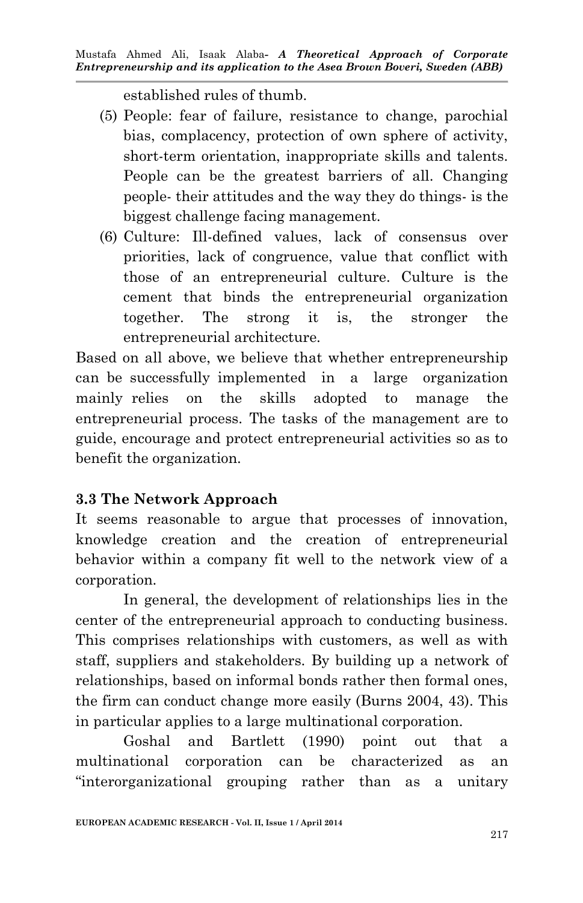established rules of thumb.

(5) People: fear of failure, resistance to change, parochial bias, complacency, protection of own sphere of activity, short-term orientation, inappropriate skills and talents. People can be the greatest barriers of all. Changing people- their attitudes and the way they do things- is the biggest challenge facing management.

(6) Culture: Ill-defined values, lack of consensus over priorities, lack of congruence, value that conflict with those of an entrepreneurial culture. Culture is the cement that binds the entrepreneurial organization together. The strong it is, the stronger the entrepreneurial architecture.

Based on all above, we believe that whether entrepreneurship can be successfully implemented in a large organization mainly relies on the skills adopted to manage the entrepreneurial process. The tasks of the management are to guide, encourage and protect entrepreneurial activities so as to benefit the organization.

### 3.3 The Network Approach

It seems reasonable to argue that processes of innovation, knowledge creation and the creation of entrepreneurial behavior within a company fit well to the network view of a corporation.

In general, the development of relationships lies in the center of the entrepreneurial approach to conducting business. This comprises relationships with customers, as well as with staff, suppliers and stakeholders. By building up a network of relationships, based on informal bonds rather then formal ones, the firm can conduct change more easily (Burns 2004, 43). This in particular applies to a large multinational corporation.

Goshal and Bartlett (1990) point out that a multinational corporation can be characterized as an "interorganizational grouping rather than as a unitary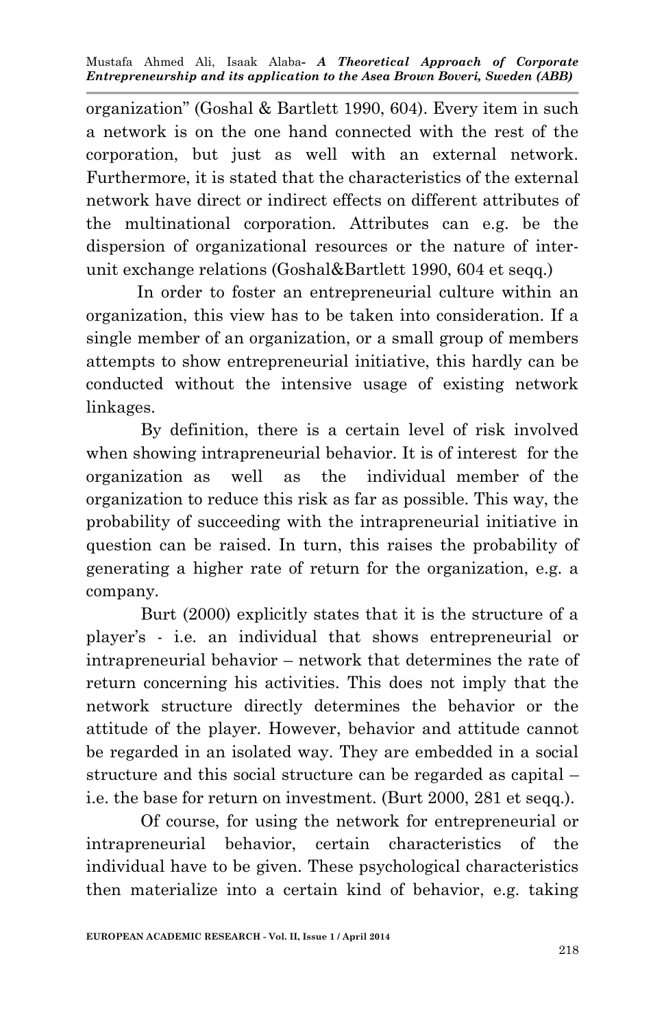organization" (Goshal & Bartlett 1990, 604). Every item in such a network is on the one hand connected with the rest of the corporation, but just as well with an external network. Furthermore, it is stated that the characteristics of the external network have direct or indirect effects on different attributes of the multinational corporation. Attributes can e.g. be the dispersion of organizational resources or the nature of inter-unit exchange relations (Goshal&Bartlett 1990, 604 et seqq.)

In order to foster an entrepreneurial culture within an organization, this view has to be taken into consideration. If a single member of an organization, or a small group of members attempts to show entrepreneurial initiative, this hardly can be conducted without the intensive usage of existing network linkages.

By definition, there is a certain level of risk involved when showing intrapreneurial behavior. It is of interest for the organization as well as the individual member of the organization to reduce this risk as far as possible. This way, the probability of succeeding with the intrapreneurial initiative in question can be raised. In turn, this raises the probability of generating a higher rate of return for the organization, e.g. a company.

Burt (2000) explicitly states that it is the structure of a player's - i.e. an individual that shows entrepreneurial or intrapreneurial behavior – network that determines the rate of return concerning his activities. This does not imply that the network structure directly determines the behavior or the attitude of the player. However, behavior and attitude cannot be regarded in an isolated way. They are embedded in a social structure and this social structure can be regarded as capital – i.e. the base for return on investment. (Burt 2000, 281 et seqq.).

Of course, for using the network for entrepreneurial or intrapreneurial behavior, certain characteristics of the individual have to be given. These psychological characteristics then materialize into a certain kind of behavior, e.g. taking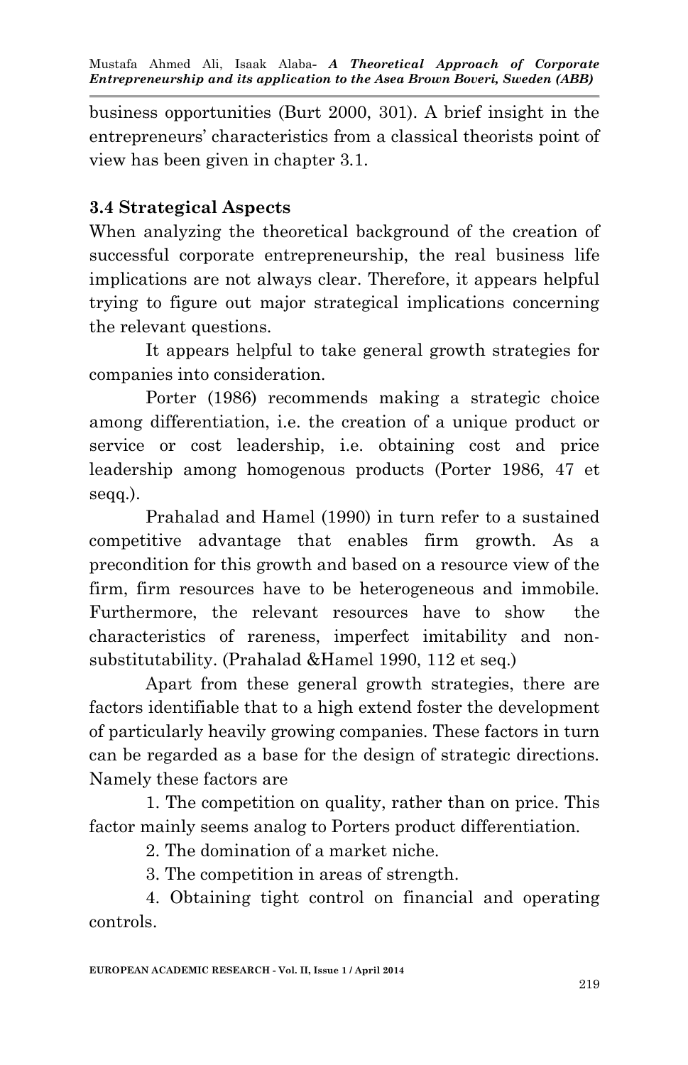business opportunities (Burt 2000, 301). A brief insight in the entrepreneurs' characteristics from a classical theorists point of view has been given in chapter 3.1.

### 3.4 Strategical Aspects

When analyzing the theoretical background of the creation of successful corporate entrepreneurship, the real business life implications are not always clear. Therefore, it appears helpful trying to figure out major strategical implications concerning the relevant questions.

It appears helpful to take general growth strategies for companies into consideration.

Porter (1986) recommends making a strategic choice among differentiation, i.e. the creation of a unique product or service or cost leadership, i.e. obtaining cost and price leadership among homogenous products (Porter 1986, 47 et seqq.).

Prahalad and Hamel (1990) in turn refer to a sustained competitive advantage that enables firm growth. As a precondition for this growth and based on a resource view of the firm, firm resources have to be heterogeneous and immobile. Furthermore, the relevant resources have to show the characteristics of rareness, imperfect imitability and non-substitutability. (Prahalad &Hamel 1990, 112 et seq.)

Apart from these general growth strategies, there are factors identifiable that to a high extend foster the development of particularly heavily growing companies. These factors in turn can be regarded as a base for the design of strategic directions. Namely these factors are

1. The competition on quality, rather than on price. This factor mainly seems analog to Porters product differentiation.
2. The domination of a market niche.
3. The competition in areas of strength.
4. Obtaining tight control on financial and operating controls.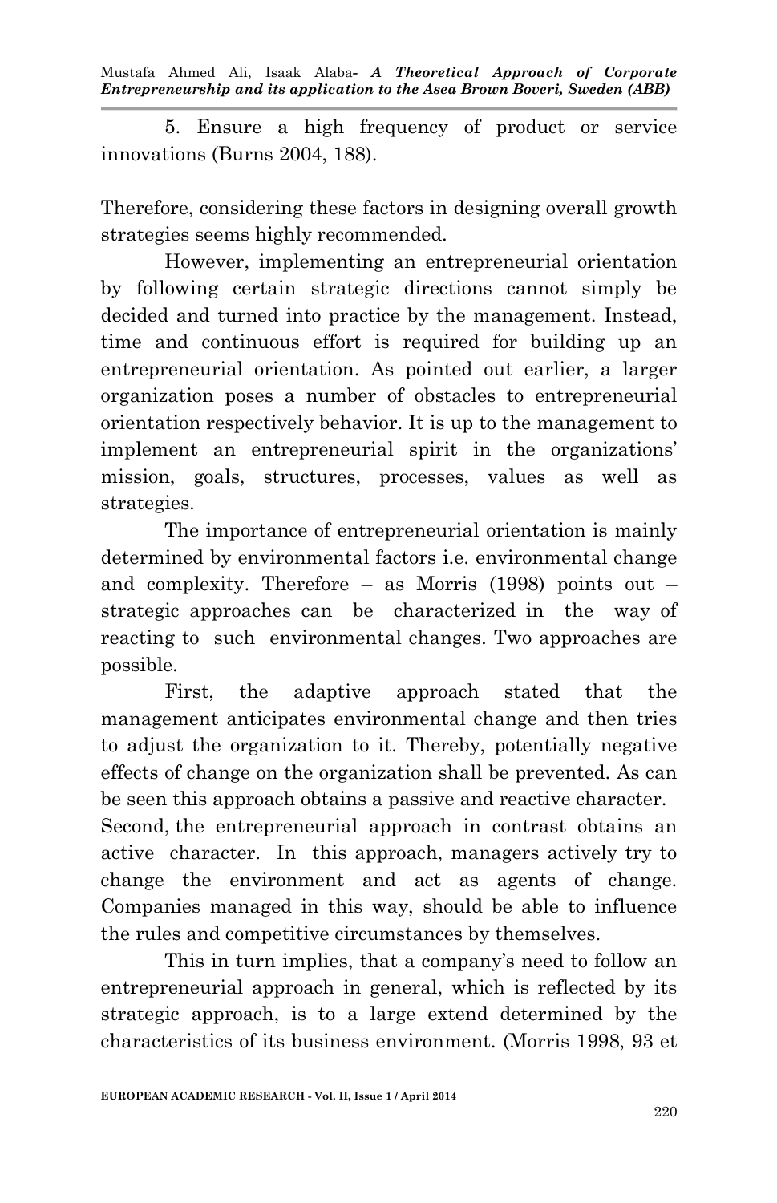5. Ensure a high frequency of product or service innovations (Burns 2004, 188).

Therefore, considering these factors in designing overall growth strategies seems highly recommended.

However, implementing an entrepreneurial orientation by following certain strategic directions cannot simply be decided and turned into practice by the management. Instead, time and continuous effort is required for building up an entrepreneurial orientation. As pointed out earlier, a larger organization poses a number of obstacles to entrepreneurial orientation respectively behavior. It is up to the management to implement an entrepreneurial spirit in the organizations' mission, goals, structures, processes, values as well as strategies.

The importance of entrepreneurial orientation is mainly determined by environmental factors i.e. environmental change and complexity. Therefore – as Morris (1998) points out – strategic approaches can be characterized in the way of reacting to such environmental changes. Two approaches are possible.

First, the adaptive approach stated that the management anticipates environmental change and then tries to adjust the organization to it. Thereby, potentially negative effects of change on the organization shall be prevented. As can be seen this approach obtains a passive and reactive character.
Second, the entrepreneurial approach in contrast obtains an active character. In this approach, managers actively try to change the environment and act as agents of change. Companies managed in this way, should be able to influence the rules and competitive circumstances by themselves.

This in turn implies, that a company's need to follow an entrepreneurial approach in general, which is reflected by its strategic approach, is to a large extend determined by the characteristics of its business environment. (Morris 1998, 93 et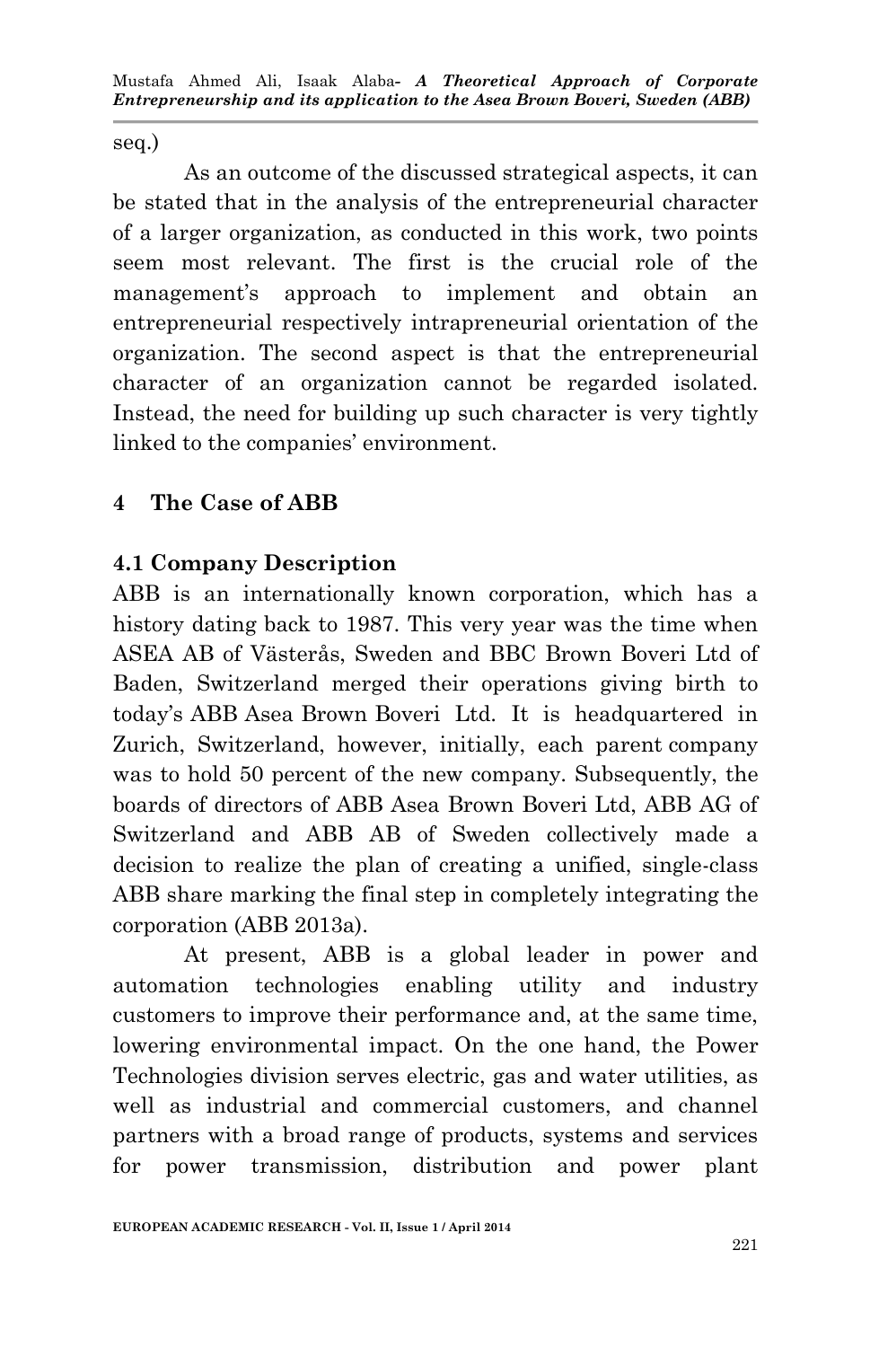seq.)

As an outcome of the discussed strategical aspects, it can be stated that in the analysis of the entrepreneurial character of a larger organization, as conducted in this work, two points seem most relevant. The first is the crucial role of the management's approach to implement and obtain an entrepreneurial respectively intrapreneurial orientation of the organization. The second aspect is that the entrepreneurial character of an organization cannot be regarded isolated. Instead, the need for building up such character is very tightly linked to the companies' environment.

## 4 The Case of ABB

### 4.1 Company Description

ABB is an internationally known corporation, which has a history dating back to 1987. This very year was the time when ASEA AB of Västerås, Sweden and BBC Brown Boveri Ltd of Baden, Switzerland merged their operations giving birth to today's ABB Asea Brown Boveri Ltd. It is headquartered in Zurich, Switzerland, however, initially, each parent company was to hold 50 percent of the new company. Subsequently, the boards of directors of ABB Asea Brown Boveri Ltd, ABB AG of Switzerland and ABB AB of Sweden collectively made a decision to realize the plan of creating a unified, single-class ABB share marking the final step in completely integrating the corporation (ABB 2013a).

At present, ABB is a global leader in power and automation technologies enabling utility and industry customers to improve their performance and, at the same time, lowering environmental impact. On the one hand, the Power Technologies division serves electric, gas and water utilities, as well as industrial and commercial customers, and channel partners with a broad range of products, systems and services for power transmission, distribution and power plant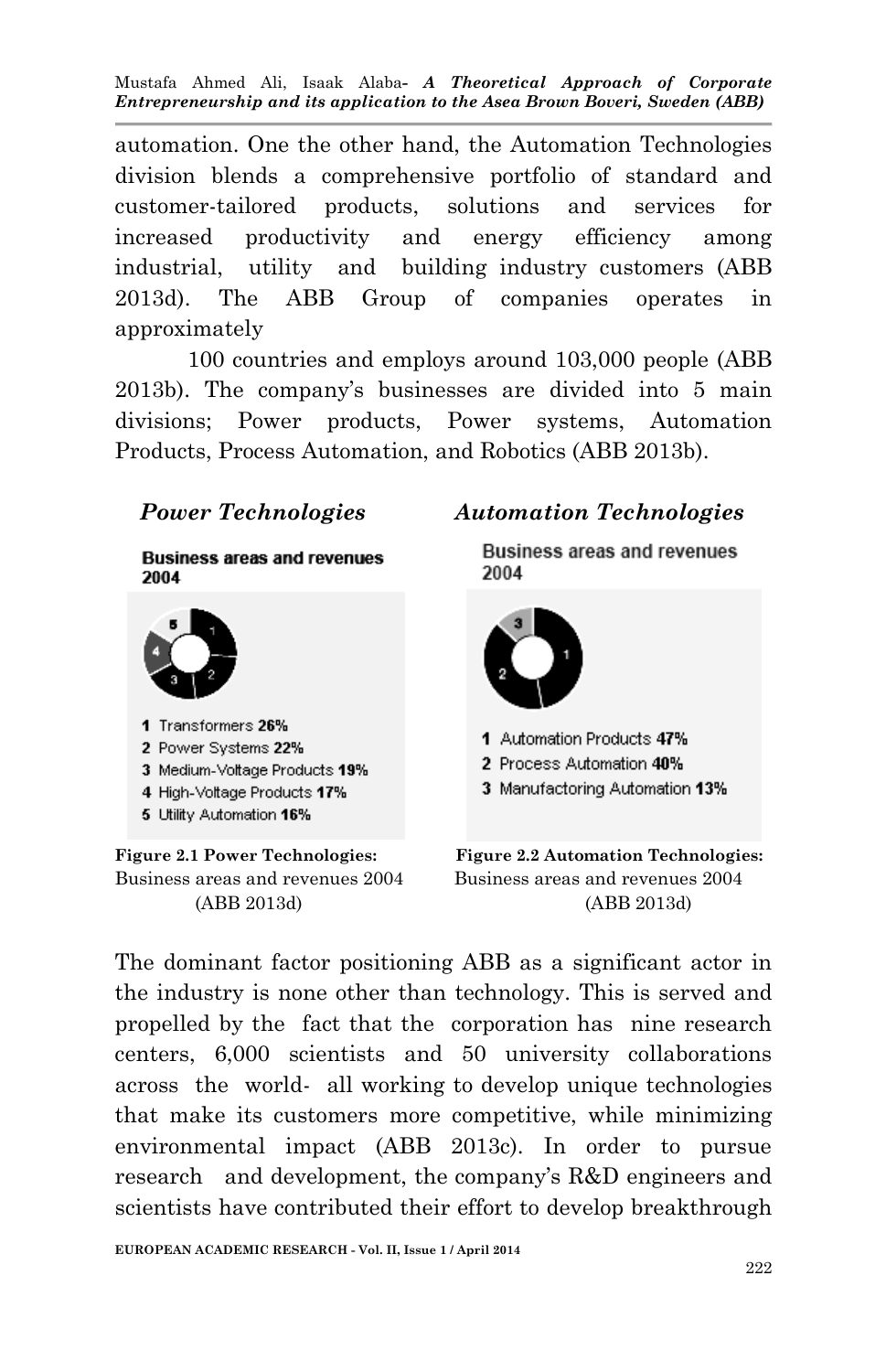automation. One the other hand, the Automation Technologies division blends a comprehensive portfolio of standard and customer-tailored products, solutions and services for increased productivity and energy efficiency among industrial, utility and building industry customers (ABB 2013d). The ABB Group of companies operates in approximately 100 countries and employs around 103,000 people (ABB 2013b). The company's businesses are divided into 5 main divisions; Power products, Power systems, Automation Products, Process Automation, and Robotics (ABB 2013b).

*Power Technologies*

**Business areas and revenues 2004**

1 Transformers **26%**
2 Power Systems **22%**
3 Medium-Voltage Products **19%**
4 High-Voltage Products **17%**
5 Utility Automation **16%**

**Figure 2.1 Power Technologies:** Business areas and revenues 2004 (ABB 2013d)

*Automation Technologies*

**Business areas and revenues 2004**

1 Automation Products **47%**
2 Process Automation **40%**
3 Manufactoring Automation **13%**

**Figure 2.2 Automation Technologies:** Business areas and revenues 2004 (ABB 2013d)

The dominant factor positioning ABB as a significant actor in the industry is none other than technology. This is served and propelled by the fact that the corporation has nine research centers, 6,000 scientists and 50 university collaborations across the world- all working to develop unique technologies that make its customers more competitive, while minimizing environmental impact (ABB 2013c). In order to pursue research and development, the company's R&D engineers and scientists have contributed their effort to develop breakthrough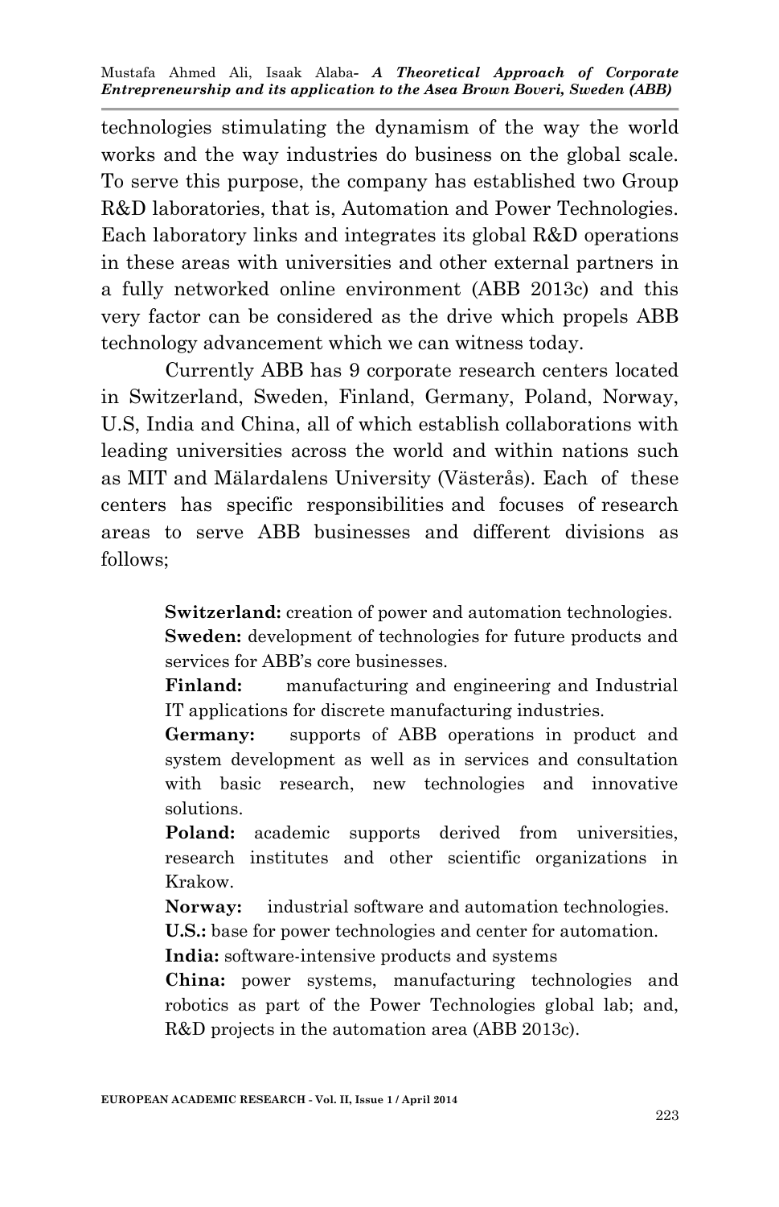technologies stimulating the dynamism of the way the world works and the way industries do business on the global scale. To serve this purpose, the company has established two Group R&D laboratories, that is, Automation and Power Technologies. Each laboratory links and integrates its global R&D operations in these areas with universities and other external partners in a fully networked online environment (ABB 2013c) and this very factor can be considered as the drive which propels ABB technology advancement which we can witness today.

Currently ABB has 9 corporate research centers located in Switzerland, Sweden, Finland, Germany, Poland, Norway, U.S, India and China, all of which establish collaborations with leading universities across the world and within nations such as MIT and Mälardalens University (Västerås). Each of these centers has specific responsibilities and focuses of research areas to serve ABB businesses and different divisions as follows;

> **Switzerland:** creation of power and automation technologies.
> **Sweden:** development of technologies for future products and services for ABB's core businesses.
> **Finland:** manufacturing and engineering and Industrial IT applications for discrete manufacturing industries.
> **Germany:** supports of ABB operations in product and system development as well as in services and consultation with basic research, new technologies and innovative solutions.
> **Poland:** academic supports derived from universities, research institutes and other scientific organizations in Krakow.
> **Norway:** industrial software and automation technologies.
> **U.S.:** base for power technologies and center for automation.
> **India:** software-intensive products and systems
> **China:** power systems, manufacturing technologies and robotics as part of the Power Technologies global lab; and, R&D projects in the automation area (ABB 2013c).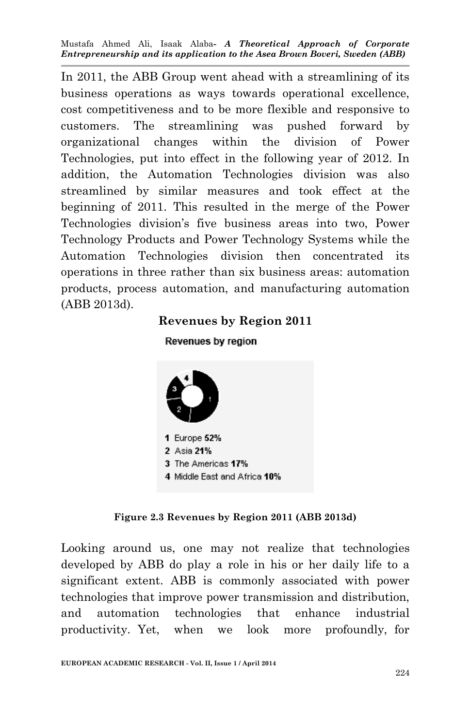In 2011, the ABB Group went ahead with a streamlining of its business operations as ways towards operational excellence, cost competitiveness and to be more flexible and responsive to customers. The streamlining was pushed forward by organizational changes within the division of Power Technologies, put into effect in the following year of 2012. In addition, the Automation Technologies division was also streamlined by similar measures and took effect at the beginning of 2011. This resulted in the merge of the Power Technologies division's five business areas into two, Power Technology Products and Power Technology Systems while the Automation Technologies division then concentrated its operations in three rather than six business areas: automation products, process automation, and manufacturing automation (ABB 2013d).

**Revenues by Region 2011**

Revenues by region

1 Europe **52%**
2 Asia **21%**
3 The Americas **17%**
4 Middle East and Africa **10%**

**Figure 2.3 Revenues by Region 2011 (ABB 2013d)**

Looking around us, one may not realize that technologies developed by ABB do play a role in his or her daily life to a significant extent. ABB is commonly associated with power technologies that improve power transmission and distribution, and automation technologies that enhance industrial productivity. Yet, when we look more profoundly, for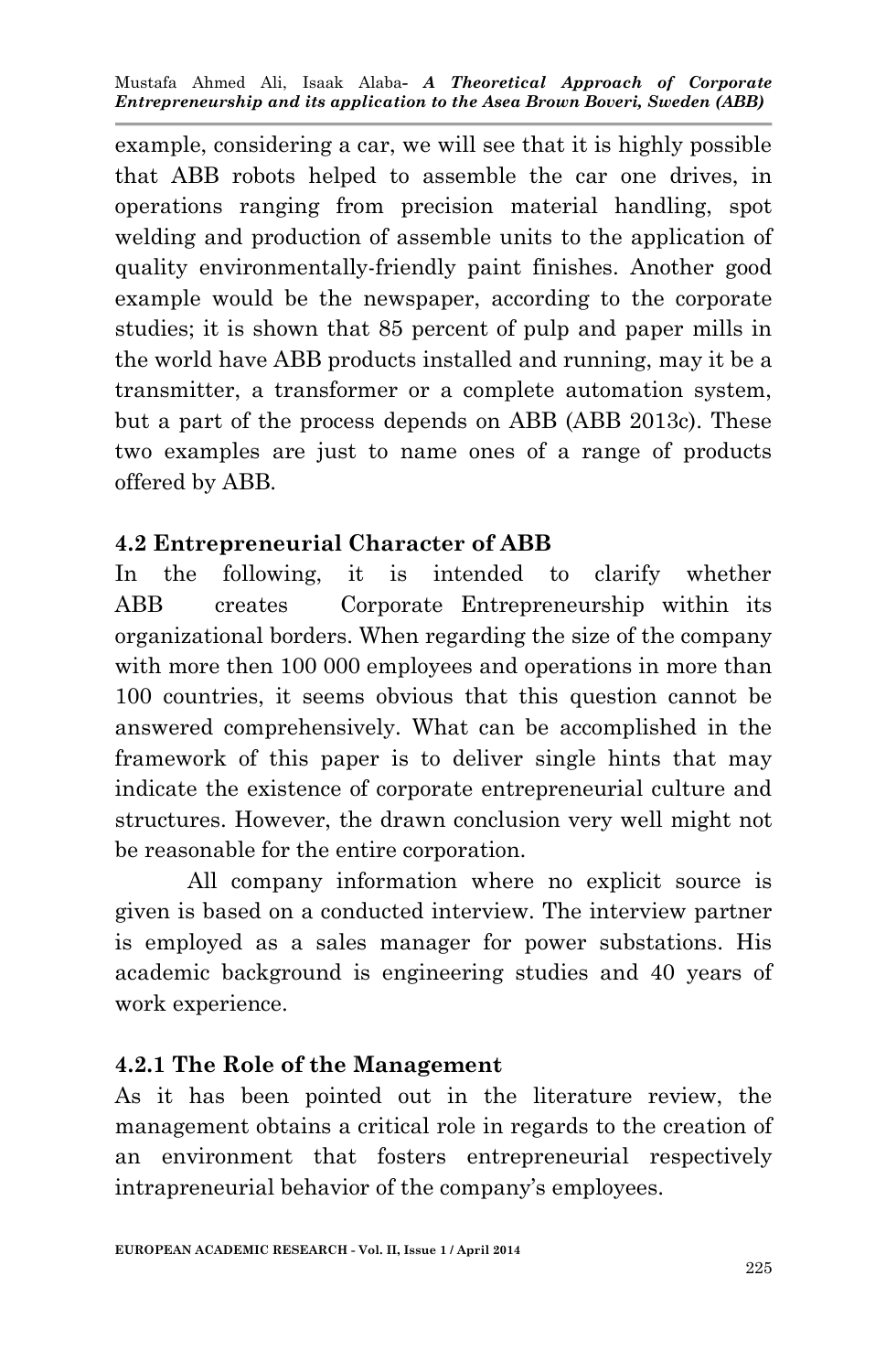example, considering a car, we will see that it is highly possible that ABB robots helped to assemble the car one drives, in operations ranging from precision material handling, spot welding and production of assemble units to the application of quality environmentally-friendly paint finishes. Another good example would be the newspaper, according to the corporate studies; it is shown that 85 percent of pulp and paper mills in the world have ABB products installed and running, may it be a transmitter, a transformer or a complete automation system, but a part of the process depends on ABB (ABB 2013c). These two examples are just to name ones of a range of products offered by ABB.

### 4.2 Entrepreneurial Character of ABB

In the following, it is intended to clarify whether ABB creates Corporate Entrepreneurship within its organizational borders. When regarding the size of the company with more then 100 000 employees and operations in more than 100 countries, it seems obvious that this question cannot be answered comprehensively. What can be accomplished in the framework of this paper is to deliver single hints that may indicate the existence of corporate entrepreneurial culture and structures. However, the drawn conclusion very well might not be reasonable for the entire corporation.

All company information where no explicit source is given is based on a conducted interview. The interview partner is employed as a sales manager for power substations. His academic background is engineering studies and 40 years of work experience.

#### 4.2.1 The Role of the Management

As it has been pointed out in the literature review, the management obtains a critical role in regards to the creation of an environment that fosters entrepreneurial respectively intrapreneurial behavior of the company's employees.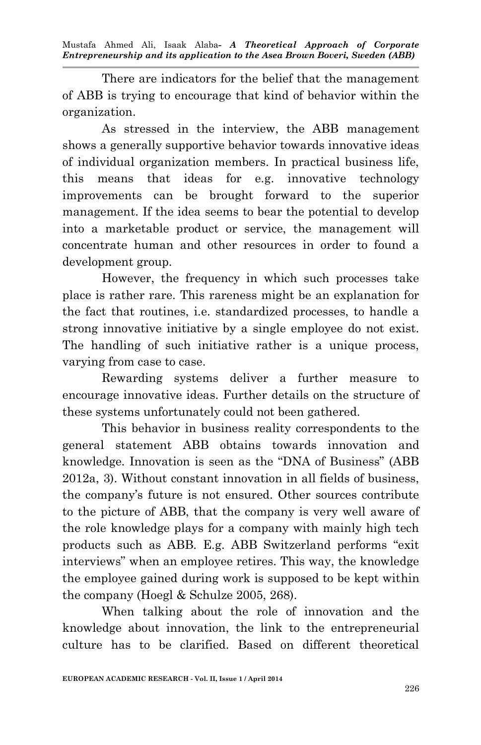There are indicators for the belief that the management of ABB is trying to encourage that kind of behavior within the organization.

As stressed in the interview, the ABB management shows a generally supportive behavior towards innovative ideas of individual organization members. In practical business life, this means that ideas for e.g. innovative technology improvements can be brought forward to the superior management. If the idea seems to bear the potential to develop into a marketable product or service, the management will concentrate human and other resources in order to found a development group.

However, the frequency in which such processes take place is rather rare. This rareness might be an explanation for the fact that routines, i.e. standardized processes, to handle a strong innovative initiative by a single employee do not exist. The handling of such initiative rather is a unique process, varying from case to case.

Rewarding systems deliver a further measure to encourage innovative ideas. Further details on the structure of these systems unfortunately could not been gathered.

This behavior in business reality correspondents to the general statement ABB obtains towards innovation and knowledge. Innovation is seen as the "DNA of Business" (ABB 2012a, 3). Without constant innovation in all fields of business, the company's future is not ensured. Other sources contribute to the picture of ABB, that the company is very well aware of the role knowledge plays for a company with mainly high tech products such as ABB. E.g. ABB Switzerland performs "exit interviews" when an employee retires. This way, the knowledge the employee gained during work is supposed to be kept within the company (Hoegl & Schulze 2005, 268).

When talking about the role of innovation and the knowledge about innovation, the link to the entrepreneurial culture has to be clarified. Based on different theoretical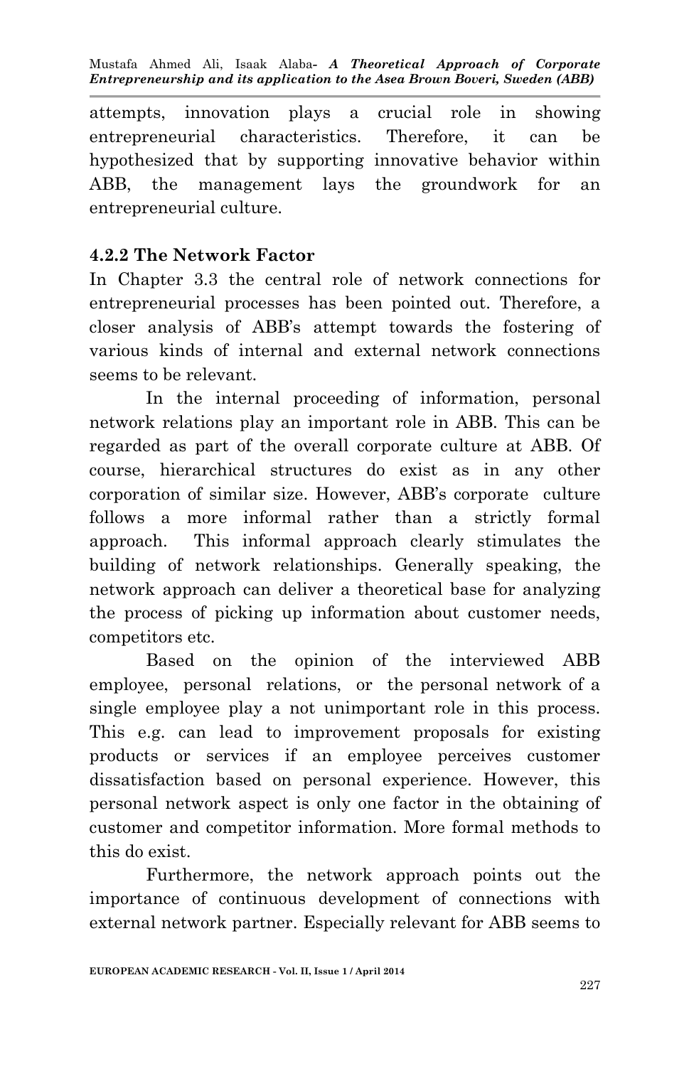attempts, innovation plays a crucial role in showing entrepreneurial characteristics. Therefore, it can be hypothesized that by supporting innovative behavior within ABB, the management lays the groundwork for an entrepreneurial culture.

### 4.2.2 The Network Factor

In Chapter 3.3 the central role of network connections for entrepreneurial processes has been pointed out. Therefore, a closer analysis of ABB's attempt towards the fostering of various kinds of internal and external network connections seems to be relevant.

In the internal proceeding of information, personal network relations play an important role in ABB. This can be regarded as part of the overall corporate culture at ABB. Of course, hierarchical structures do exist as in any other corporation of similar size. However, ABB's corporate culture follows a more informal rather than a strictly formal approach. This informal approach clearly stimulates the building of network relationships. Generally speaking, the network approach can deliver a theoretical base for analyzing the process of picking up information about customer needs, competitors etc.

Based on the opinion of the interviewed ABB employee, personal relations, or the personal network of a single employee play a not unimportant role in this process. This e.g. can lead to improvement proposals for existing products or services if an employee perceives customer dissatisfaction based on personal experience. However, this personal network aspect is only one factor in the obtaining of customer and competitor information. More formal methods to this do exist.

Furthermore, the network approach points out the importance of continuous development of connections with external network partner. Especially relevant for ABB seems to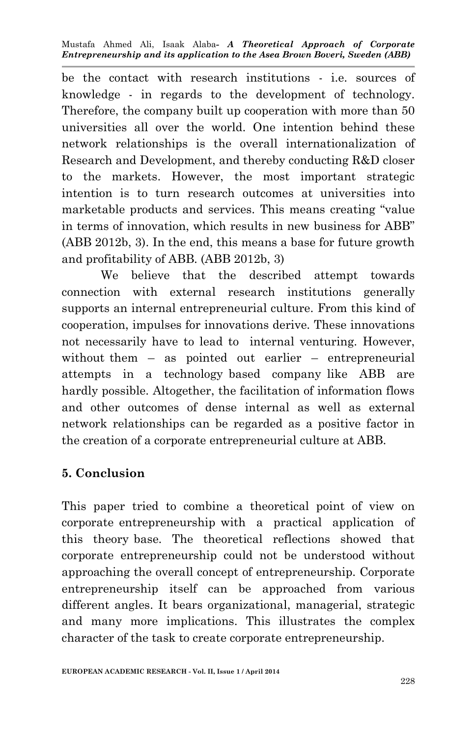be the contact with research institutions - i.e. sources of knowledge - in regards to the development of technology. Therefore, the company built up cooperation with more than 50 universities all over the world. One intention behind these network relationships is the overall internationalization of Research and Development, and thereby conducting R&D closer to the markets. However, the most important strategic intention is to turn research outcomes at universities into marketable products and services. This means creating "value in terms of innovation, which results in new business for ABB" (ABB 2012b, 3). In the end, this means a base for future growth and profitability of ABB. (ABB 2012b, 3)

We believe that the described attempt towards connection with external research institutions generally supports an internal entrepreneurial culture. From this kind of cooperation, impulses for innovations derive. These innovations not necessarily have to lead to internal venturing. However, without them – as pointed out earlier – entrepreneurial attempts in a technology based company like ABB are hardly possible. Altogether, the facilitation of information flows and other outcomes of dense internal as well as external network relationships can be regarded as a positive factor in the creation of a corporate entrepreneurial culture at ABB.

## 5. Conclusion

This paper tried to combine a theoretical point of view on corporate entrepreneurship with a practical application of this theory base. The theoretical reflections showed that corporate entrepreneurship could not be understood without approaching the overall concept of entrepreneurship. Corporate entrepreneurship itself can be approached from various different angles. It bears organizational, managerial, strategic and many more implications. This illustrates the complex character of the task to create corporate entrepreneurship.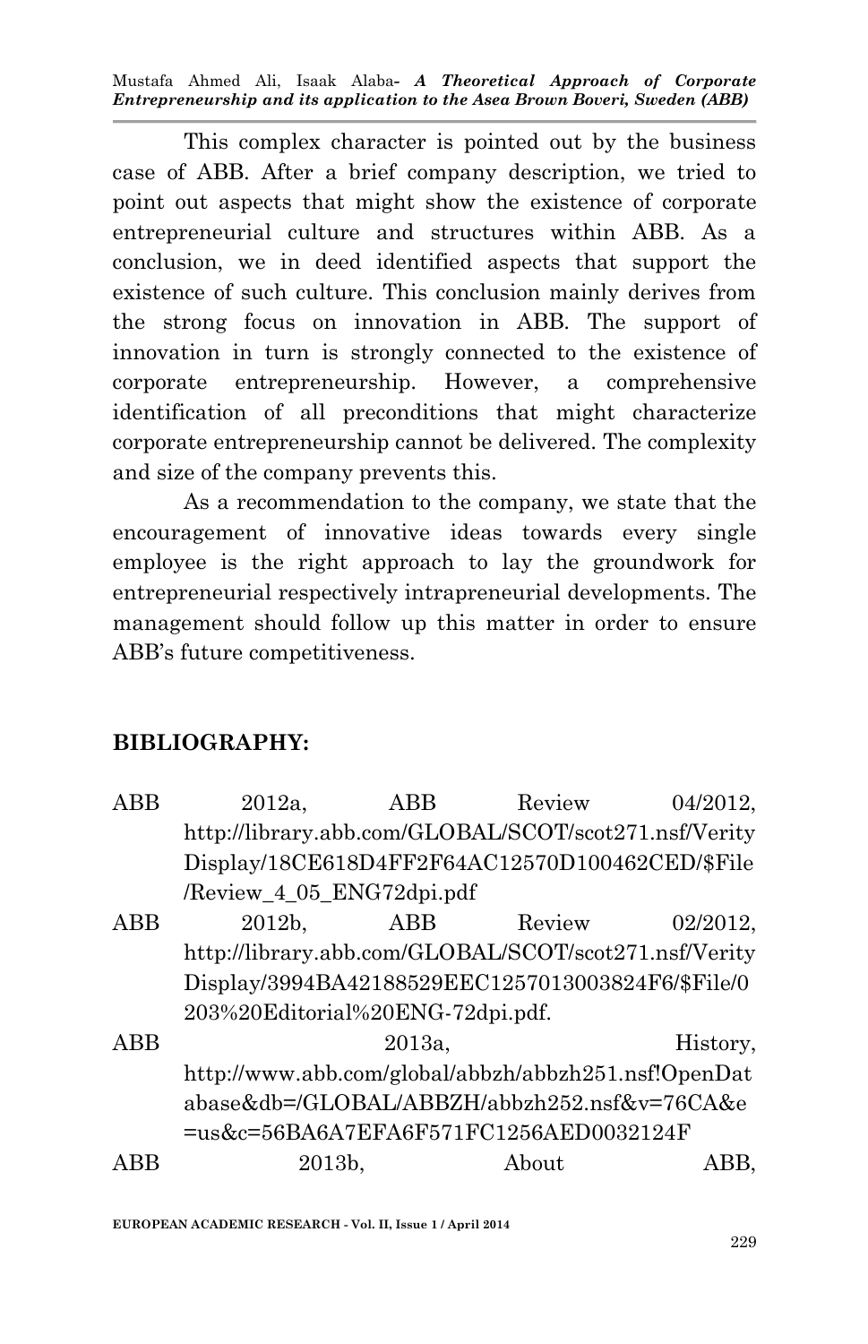This complex character is pointed out by the business case of ABB. After a brief company description, we tried to point out aspects that might show the existence of corporate entrepreneurial culture and structures within ABB. As a conclusion, we in deed identified aspects that support the existence of such culture. This conclusion mainly derives from the strong focus on innovation in ABB. The support of innovation in turn is strongly connected to the existence of corporate entrepreneurship. However, a comprehensive identification of all preconditions that might characterize corporate entrepreneurship cannot be delivered. The complexity and size of the company prevents this.

As a recommendation to the company, we state that the encouragement of innovative ideas towards every single employee is the right approach to lay the groundwork for entrepreneurial respectively intrapreneurial developments. The management should follow up this matter in order to ensure ABB's future competitiveness.

## BIBLIOGRAPHY:

ABB 2012a, ABB Review 04/2012, http://library.abb.com/GLOBAL/SCOT/scot271.nsf/VerityDisplay/18CE618D4FF2F64AC12570D100462CED/$File/Review_4_05_ENG72dpi.pdf

ABB 2012b, ABB Review 02/2012, http://library.abb.com/GLOBAL/SCOT/scot271.nsf/VerityDisplay/3994BA42188529EEC1257013003824F6/$File/0203%20Editorial%20ENG-72dpi.pdf.

ABB 2013a, History, http://www.abb.com/global/abbzh/abbzh251.nsf!OpenDatabase&db=/GLOBAL/ABBZH/abbzh252.nsf&v=76CA&e=us&c=56BA6A7EFA6F571FC1256AED0032124F

ABB 2013b, About ABB,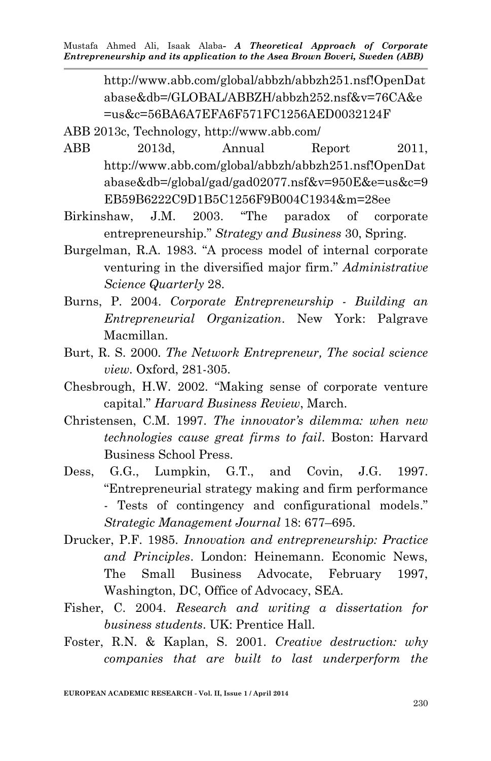http://www.abb.com/global/abbzh/abbzh251.nsf!OpenDatabase&db=/GLOBAL/ABBZH/abbzh252.nsf&v=76CA&e=us&c=56BA6A7EFA6F571FC1256AED0032124F

ABB 2013c, Technology, http://www.abb.com/

ABB 2013d, Annual Report 2011, http://www.abb.com/global/abbzh/abbzh251.nsf!OpenDatabase&db=/global/gad/gad02077.nsf&v=950E&e=us&c=9EB59B6222C9D1B5C1256F9B004C1934&m=28ee

Birkinshaw, J.M. 2003. "The paradox of corporate entrepreneurship." *Strategy and Business* 30, Spring.

Burgelman, R.A. 1983. "A process model of internal corporate venturing in the diversified major firm." *Administrative Science Quarterly* 28.

Burns, P. 2004. *Corporate Entrepreneurship - Building an Entrepreneurial Organization*. New York: Palgrave Macmillan.

Burt, R. S. 2000. *The Network Entrepreneur, The social science view*. Oxford, 281-305.

Chesbrough, H.W. 2002. "Making sense of corporate venture capital." *Harvard Business Review*, March.

Christensen, C.M. 1997. *The innovator's dilemma: when new technologies cause great firms to fail*. Boston: Harvard Business School Press.

Dess, G.G., Lumpkin, G.T., and Covin, J.G. 1997. "Entrepreneurial strategy making and firm performance - Tests of contingency and configurational models." *Strategic Management Journal* 18: 677–695.

Drucker, P.F. 1985. *Innovation and entrepreneurship: Practice and Principles*. London: Heinemann. Economic News, The Small Business Advocate, February 1997, Washington, DC, Office of Advocacy, SEA.

Fisher, C. 2004. *Research and writing a dissertation for business students*. UK: Prentice Hall.

Foster, R.N. & Kaplan, S. 2001. *Creative destruction: why companies that are built to last underperform the*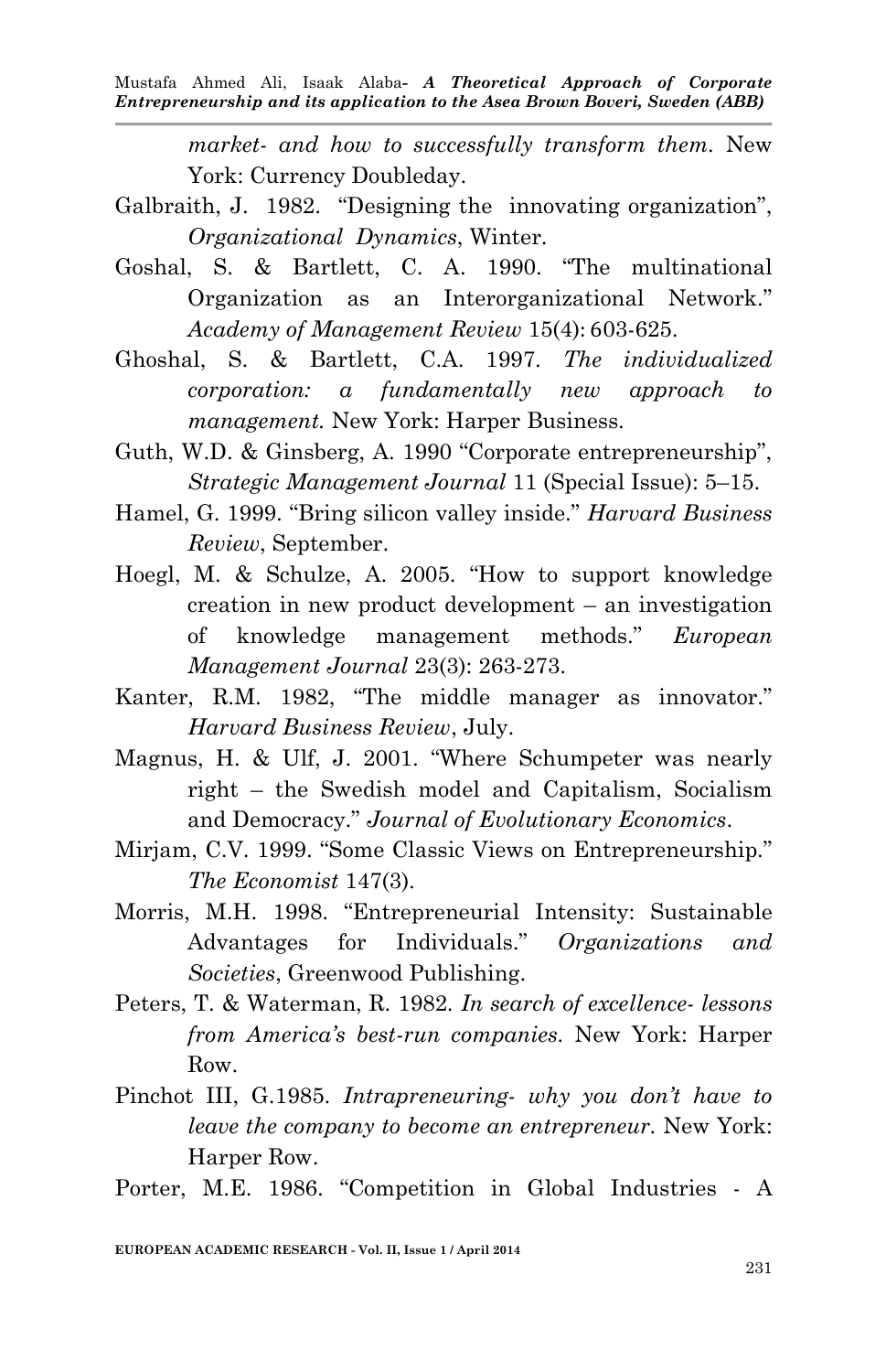*market- and how to successfully transform them*. New York: Currency Doubleday.

Galbraith, J. 1982. "Designing the innovating organization", *Organizational Dynamics*, Winter.

Goshal, S. & Bartlett, C. A. 1990. "The multinational Organization as an Interorganizational Network." *Academy of Management Review* 15(4): 603-625.

Ghoshal, S. & Bartlett, C.A. 1997. *The individualized corporation: a fundamentally new approach to management.* New York: Harper Business.

Guth, W.D. & Ginsberg, A. 1990 "Corporate entrepreneurship", *Strategic Management Journal* 11 (Special Issue): 5–15.

Hamel, G. 1999. "Bring silicon valley inside." *Harvard Business Review*, September.

Hoegl, M. & Schulze, A. 2005. "How to support knowledge creation in new product development – an investigation of knowledge management methods." *European Management Journal* 23(3): 263-273.

Kanter, R.M. 1982, "The middle manager as innovator." *Harvard Business Review*, July.

Magnus, H. & Ulf, J. 2001. "Where Schumpeter was nearly right – the Swedish model and Capitalism, Socialism and Democracy." *Journal of Evolutionary Economics*.

Mirjam, C.V. 1999. "Some Classic Views on Entrepreneurship." *The Economist* 147(3).

Morris, M.H. 1998. "Entrepreneurial Intensity: Sustainable Advantages for Individuals." *Organizations and Societies*, Greenwood Publishing.

Peters, T. & Waterman, R. 1982. *In search of excellence- lessons from America's best-run companies.* New York: Harper Row.

Pinchot III, G.1985. *Intrapreneuring- why you don't have to leave the company to become an entrepreneur*. New York: Harper Row.

Porter, M.E. 1986. "Competition in Global Industries - A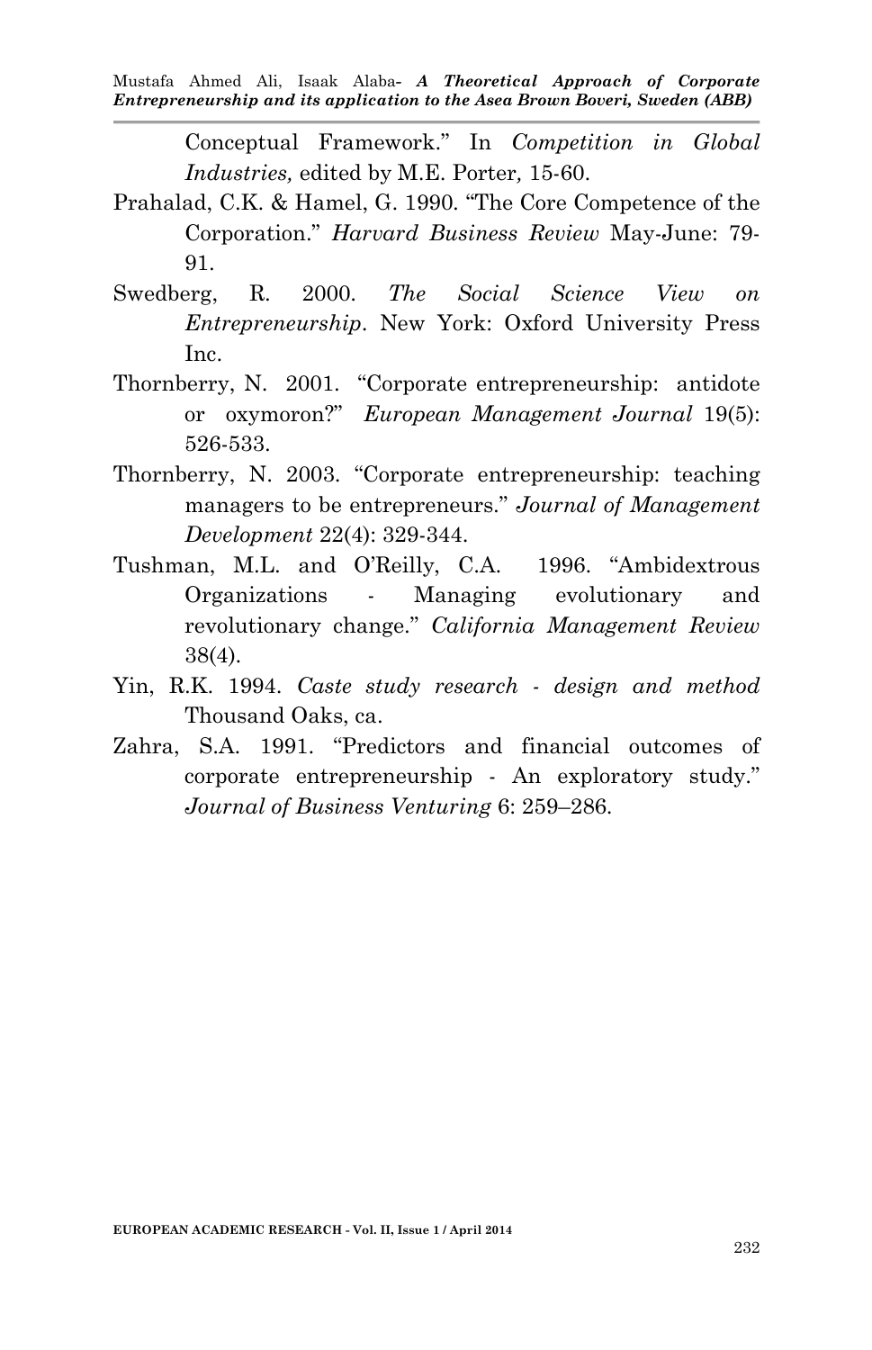Conceptual Framework." In *Competition in Global Industries,* edited by M.E. Porter*,* 15-60.

Prahalad, C.K. & Hamel, G. 1990. "The Core Competence of the Corporation." *Harvard Business Review* May-June: 79-91.

Swedberg, R. 2000. *The Social Science View on Entrepreneurship*. New York: Oxford University Press Inc.

Thornberry, N. 2001. "Corporate entrepreneurship: antidote or oxymoron?" *European Management Journal* 19(5): 526-533.

Thornberry, N. 2003. "Corporate entrepreneurship: teaching managers to be entrepreneurs." *Journal of Management Development* 22(4): 329-344.

Tushman, M.L. and O'Reilly, C.A. 1996. "Ambidextrous Organizations - Managing evolutionary and revolutionary change." *California Management Review* 38(4).

Yin, R.K. 1994. *Caste study research - design and method* Thousand Oaks, ca.

Zahra, S.A. 1991. "Predictors and financial outcomes of corporate entrepreneurship - An exploratory study." *Journal of Business Venturing* 6: 259–286.